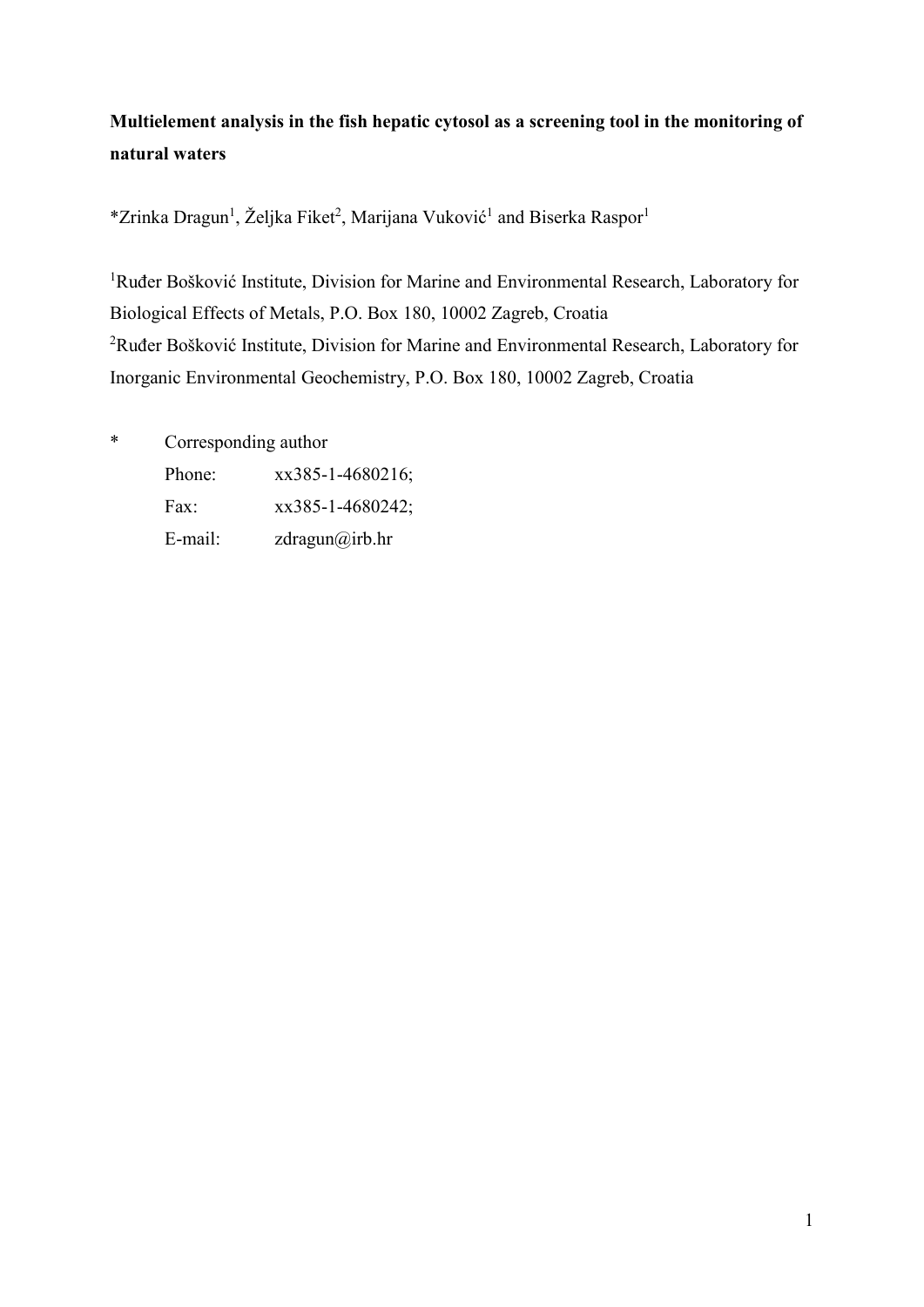**Multielement analysis in the fish hepatic cytosol as a screening tool in the monitoring of natural waters**

*Zrinka Dragun[1], Željka Fiket[2], Marijana Vuković[1] and Biserka Raspor[1]

[1]Ruđer Bošković Institute, Division for Marine and Environmental Research, Laboratory for Biological Effects of Metals, P.O. Box 180, 10002 Zagreb, Croatia
[2]Ruđer Bošković Institute, Division for Marine and Environmental Research, Laboratory for Inorganic Environmental Geochemistry, P.O. Box 180, 10002 Zagreb, Croatia

\* Corresponding author

Phone: xx385-1-4680216;
Fax: xx385-1-4680242;
E-mail: zdragun@irb.hr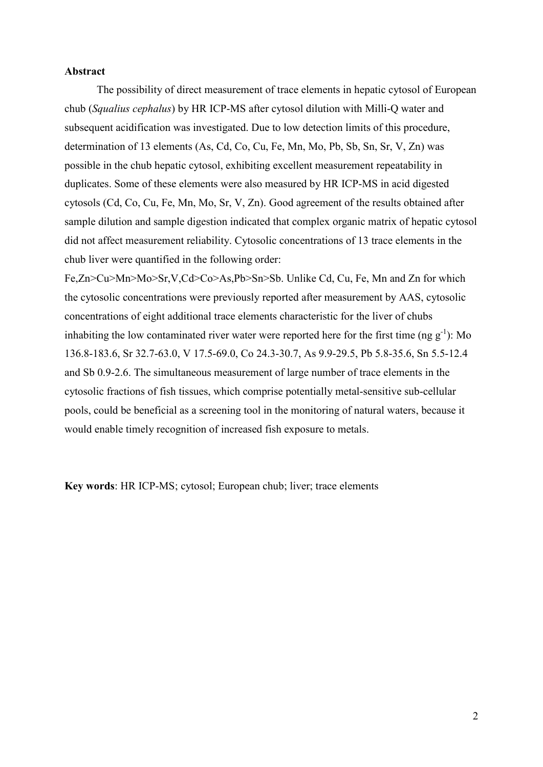## Abstract

The possibility of direct measurement of trace elements in hepatic cytosol of European chub (*Squalius cephalus*) by HR ICP-MS after cytosol dilution with Milli-Q water and subsequent acidification was investigated. Due to low detection limits of this procedure, determination of 13 elements (As, Cd, Co, Cu, Fe, Mn, Mo, Pb, Sb, Sn, Sr, V, Zn) was possible in the chub hepatic cytosol, exhibiting excellent measurement repeatability in duplicates. Some of these elements were also measured by HR ICP-MS in acid digested cytosols (Cd, Co, Cu, Fe, Mn, Mo, Sr, V, Zn). Good agreement of the results obtained after sample dilution and sample digestion indicated that complex organic matrix of hepatic cytosol did not affect measurement reliability. Cytosolic concentrations of 13 trace elements in the chub liver were quantified in the following order: Fe,Zn>Cu>Mn>Mo>Sr,V,Cd>Co>As,Pb>Sn>Sb. Unlike Cd, Cu, Fe, Mn and Zn for which the cytosolic concentrations were previously reported after measurement by AAS, cytosolic concentrations of eight additional trace elements characteristic for the liver of chubs inhabiting the low contaminated river water were reported here for the first time (ng $g^{-1}$): Mo 136.8-183.6, Sr 32.7-63.0, V 17.5-69.0, Co 24.3-30.7, As 9.9-29.5, Pb 5.8-35.6, Sn 5.5-12.4 and Sb 0.9-2.6. The simultaneous measurement of large number of trace elements in the cytosolic fractions of fish tissues, which comprise potentially metal-sensitive sub-cellular pools, could be beneficial as a screening tool in the monitoring of natural waters, because it would enable timely recognition of increased fish exposure to metals.

**Key words**: HR ICP-MS; cytosol; European chub; liver; trace elements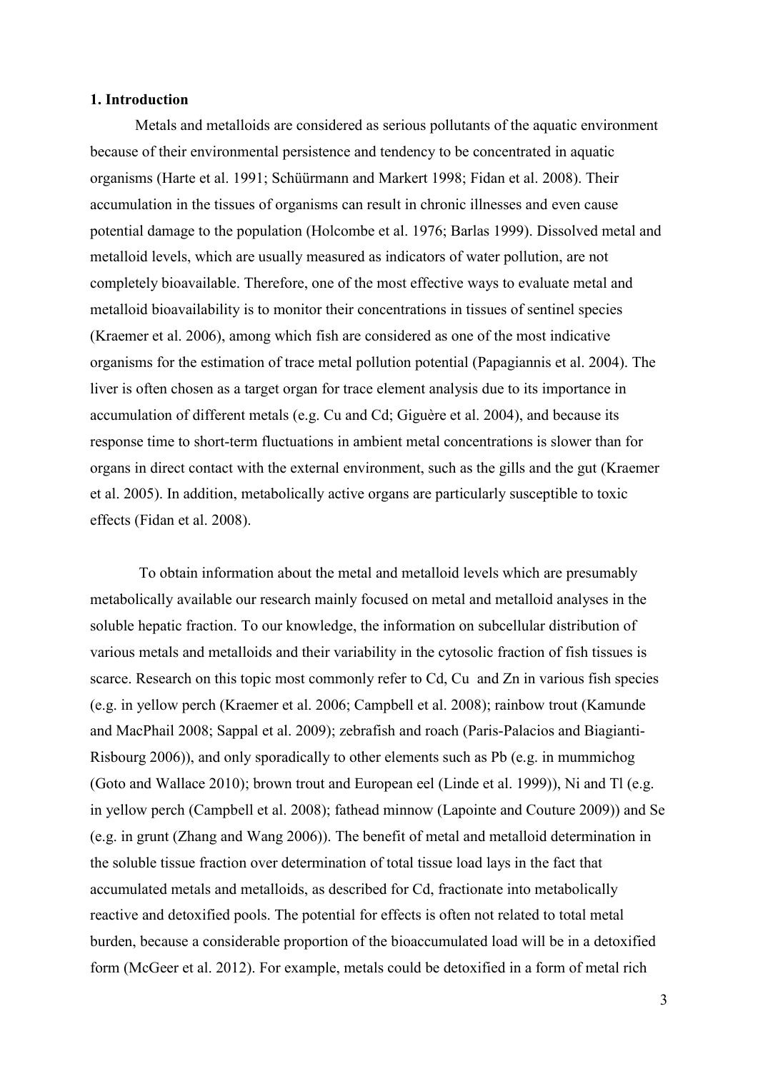## 1. Introduction

Metals and metalloids are considered as serious pollutants of the aquatic environment because of their environmental persistence and tendency to be concentrated in aquatic organisms (Harte et al. 1991; Schüürmann and Markert 1998; Fidan et al. 2008). Their accumulation in the tissues of organisms can result in chronic illnesses and even cause potential damage to the population (Holcombe et al. 1976; Barlas 1999). Dissolved metal and metalloid levels, which are usually measured as indicators of water pollution, are not completely bioavailable. Therefore, one of the most effective ways to evaluate metal and metalloid bioavailability is to monitor their concentrations in tissues of sentinel species (Kraemer et al. 2006), among which fish are considered as one of the most indicative organisms for the estimation of trace metal pollution potential (Papagiannis et al. 2004). The liver is often chosen as a target organ for trace element analysis due to its importance in accumulation of different metals (e.g. Cu and Cd; Giguère et al. 2004), and because its response time to short-term fluctuations in ambient metal concentrations is slower than for organs in direct contact with the external environment, such as the gills and the gut (Kraemer et al. 2005). In addition, metabolically active organs are particularly susceptible to toxic effects (Fidan et al. 2008).

To obtain information about the metal and metalloid levels which are presumably metabolically available our research mainly focused on metal and metalloid analyses in the soluble hepatic fraction. To our knowledge, the information on subcellular distribution of various metals and metalloids and their variability in the cytosolic fraction of fish tissues is scarce. Research on this topic most commonly refer to Cd, Cu and Zn in various fish species (e.g. in yellow perch (Kraemer et al. 2006; Campbell et al. 2008); rainbow trout (Kamunde and MacPhail 2008; Sappal et al. 2009); zebrafish and roach (Paris-Palacios and Biagianti-Risbourg 2006)), and only sporadically to other elements such as Pb (e.g. in mummichog (Goto and Wallace 2010); brown trout and European eel (Linde et al. 1999)), Ni and Tl (e.g. in yellow perch (Campbell et al. 2008); fathead minnow (Lapointe and Couture 2009)) and Se (e.g. in grunt (Zhang and Wang 2006)). The benefit of metal and metalloid determination in the soluble tissue fraction over determination of total tissue load lays in the fact that accumulated metals and metalloids, as described for Cd, fractionate into metabolically reactive and detoxified pools. The potential for effects is often not related to total metal burden, because a considerable proportion of the bioaccumulated load will be in a detoxified form (McGeer et al. 2012). For example, metals could be detoxified in a form of metal rich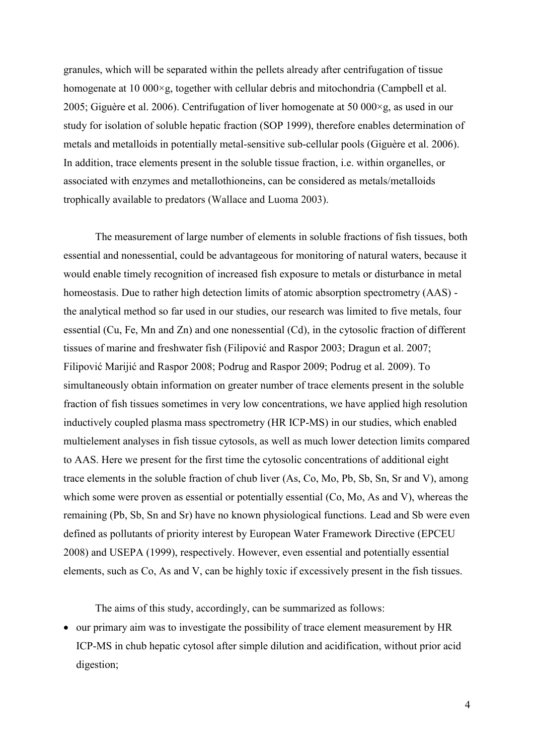granules, which will be separated within the pellets already after centrifugation of tissue homogenate at 10 000×g, together with cellular debris and mitochondria (Campbell et al. 2005; Giguère et al. 2006). Centrifugation of liver homogenate at 50 000×g, as used in our study for isolation of soluble hepatic fraction (SOP 1999), therefore enables determination of metals and metalloids in potentially metal-sensitive sub-cellular pools (Giguère et al. 2006). In addition, trace elements present in the soluble tissue fraction, i.e. within organelles, or associated with enzymes and metallothioneins, can be considered as metals/metalloids trophically available to predators (Wallace and Luoma 2003).

The measurement of large number of elements in soluble fractions of fish tissues, both essential and nonessential, could be advantageous for monitoring of natural waters, because it would enable timely recognition of increased fish exposure to metals or disturbance in metal homeostasis. Due to rather high detection limits of atomic absorption spectrometry (AAS) - the analytical method so far used in our studies, our research was limited to five metals, four essential (Cu, Fe, Mn and Zn) and one nonessential (Cd), in the cytosolic fraction of different tissues of marine and freshwater fish (Filipović and Raspor 2003; Dragun et al. 2007; Filipović Marijić and Raspor 2008; Podrug and Raspor 2009; Podrug et al. 2009). To simultaneously obtain information on greater number of trace elements present in the soluble fraction of fish tissues sometimes in very low concentrations, we have applied high resolution inductively coupled plasma mass spectrometry (HR ICP-MS) in our studies, which enabled multielement analyses in fish tissue cytosols, as well as much lower detection limits compared to AAS. Here we present for the first time the cytosolic concentrations of additional eight trace elements in the soluble fraction of chub liver (As, Co, Mo, Pb, Sb, Sn, Sr and V), among which some were proven as essential or potentially essential (Co, Mo, As and V), whereas the remaining (Pb, Sb, Sn and Sr) have no known physiological functions. Lead and Sb were even defined as pollutants of priority interest by European Water Framework Directive (EPCEU 2008) and USEPA (1999), respectively. However, even essential and potentially essential elements, such as Co, As and V, can be highly toxic if excessively present in the fish tissues.

The aims of this study, accordingly, can be summarized as follows:

- our primary aim was to investigate the possibility of trace element measurement by HR ICP-MS in chub hepatic cytosol after simple dilution and acidification, without prior acid digestion;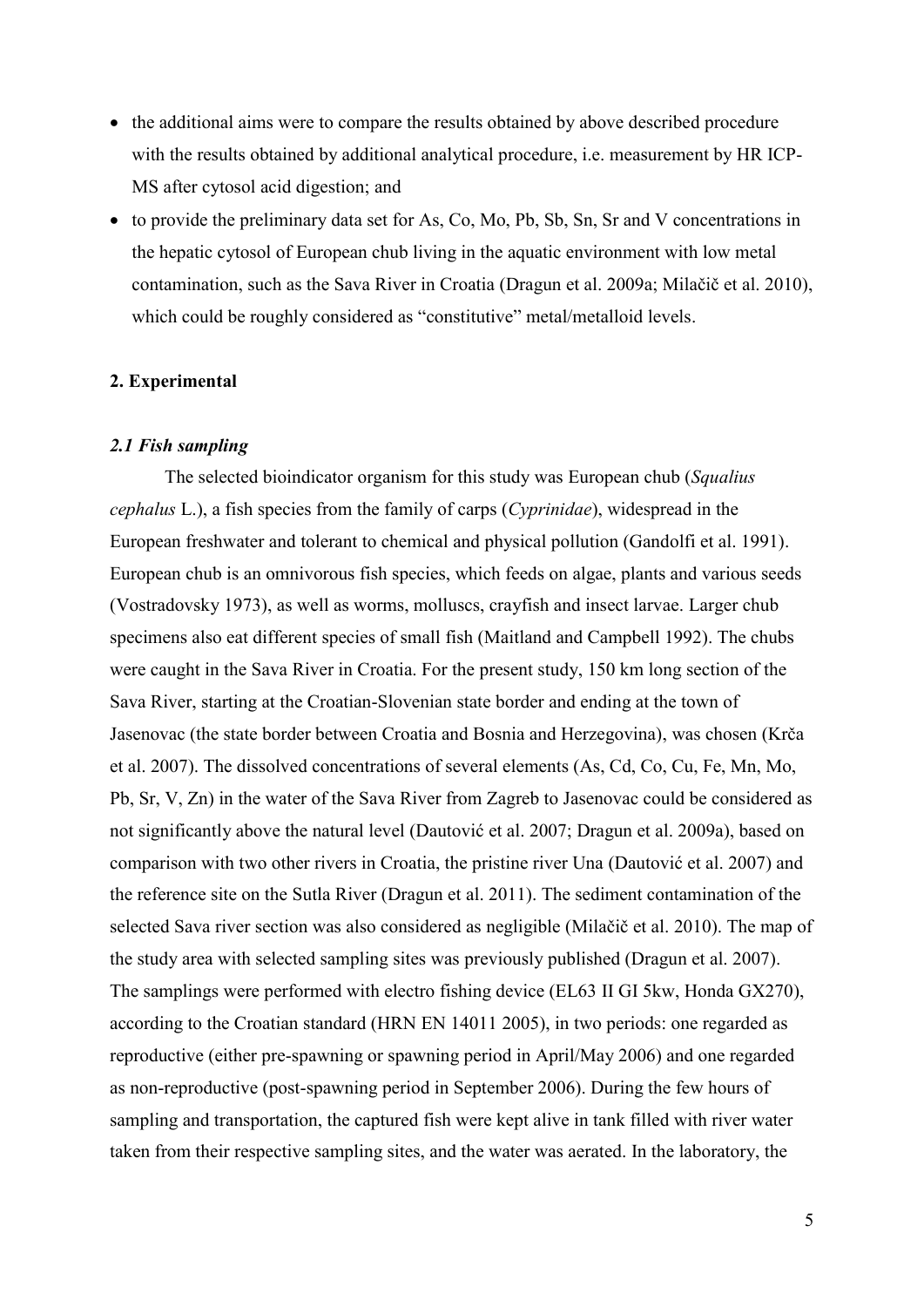- the additional aims were to compare the results obtained by above described procedure with the results obtained by additional analytical procedure, i.e. measurement by HR ICP-MS after cytosol acid digestion; and
- to provide the preliminary data set for As, Co, Mo, Pb, Sb, Sn, Sr and V concentrations in the hepatic cytosol of European chub living in the aquatic environment with low metal contamination, such as the Sava River in Croatia (Dragun et al. 2009a; Milačič et al. 2010), which could be roughly considered as "constitutive" metal/metalloid levels.

## 2. Experimental

### *2.1 Fish sampling*

The selected bioindicator organism for this study was European chub (*Squalius cephalus* L.), a fish species from the family of carps (*Cyprinidae*), widespread in the European freshwater and tolerant to chemical and physical pollution (Gandolfi et al. 1991). European chub is an omnivorous fish species, which feeds on algae, plants and various seeds (Vostradovsky 1973), as well as worms, molluscs, crayfish and insect larvae. Larger chub specimens also eat different species of small fish (Maitland and Campbell 1992). The chubs were caught in the Sava River in Croatia. For the present study, 150 km long section of the Sava River, starting at the Croatian-Slovenian state border and ending at the town of Jasenovac (the state border between Croatia and Bosnia and Herzegovina), was chosen (Krča et al. 2007). The dissolved concentrations of several elements (As, Cd, Co, Cu, Fe, Mn, Mo, Pb, Sr, V, Zn) in the water of the Sava River from Zagreb to Jasenovac could be considered as not significantly above the natural level (Dautović et al. 2007; Dragun et al. 2009a), based on comparison with two other rivers in Croatia, the pristine river Una (Dautović et al. 2007) and the reference site on the Sutla River (Dragun et al. 2011). The sediment contamination of the selected Sava river section was also considered as negligible (Milačič et al. 2010). The map of the study area with selected sampling sites was previously published (Dragun et al. 2007). The samplings were performed with electro fishing device (EL63 II GI 5kw, Honda GX270), according to the Croatian standard (HRN EN 14011 2005), in two periods: one regarded as reproductive (either pre-spawning or spawning period in April/May 2006) and one regarded as non-reproductive (post-spawning period in September 2006). During the few hours of sampling and transportation, the captured fish were kept alive in tank filled with river water taken from their respective sampling sites, and the water was aerated. In the laboratory, the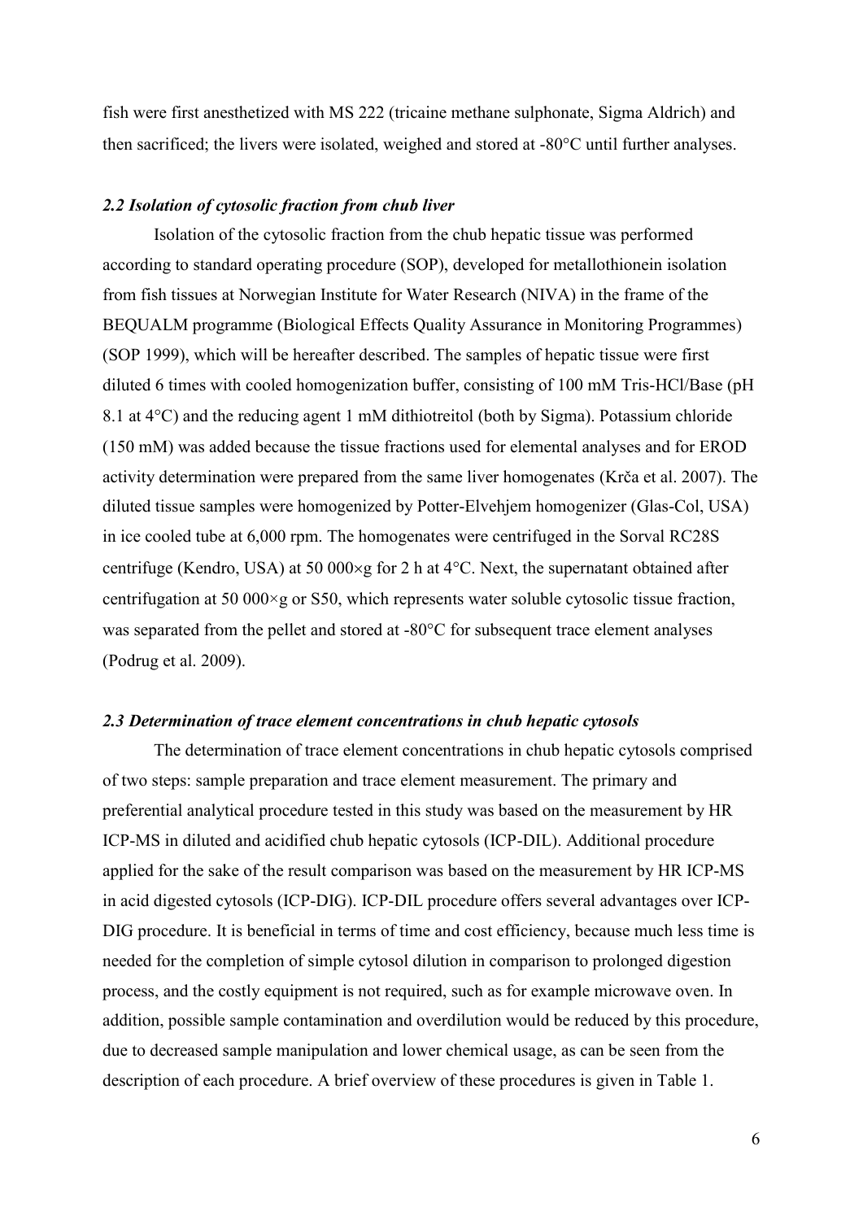fish were first anesthetized with MS 222 (tricaine methane sulphonate, Sigma Aldrich) and then sacrificed; the livers were isolated, weighed and stored at -80°C until further analyses.

### *2.2 Isolation of cytosolic fraction from chub liver*

Isolation of the cytosolic fraction from the chub hepatic tissue was performed according to standard operating procedure (SOP), developed for metallothionein isolation from fish tissues at Norwegian Institute for Water Research (NIVA) in the frame of the BEQUALM programme (Biological Effects Quality Assurance in Monitoring Programmes) (SOP 1999), which will be hereafter described. The samples of hepatic tissue were first diluted 6 times with cooled homogenization buffer, consisting of 100 mM Tris-HCl/Base (pH 8.1 at 4°C) and the reducing agent 1 mM dithiotreitol (both by Sigma). Potassium chloride (150 mM) was added because the tissue fractions used for elemental analyses and for EROD activity determination were prepared from the same liver homogenates (Krča et al. 2007). The diluted tissue samples were homogenized by Potter-Elvehjem homogenizer (Glas-Col, USA) in ice cooled tube at 6,000 rpm. The homogenates were centrifuged in the Sorval RC28S centrifuge (Kendro, USA) at 50 000×g for 2 h at 4°C. Next, the supernatant obtained after centrifugation at 50 000×g or S50, which represents water soluble cytosolic tissue fraction, was separated from the pellet and stored at -80°C for subsequent trace element analyses (Podrug et al. 2009).

### *2.3 Determination of trace element concentrations in chub hepatic cytosols*

The determination of trace element concentrations in chub hepatic cytosols comprised of two steps: sample preparation and trace element measurement. The primary and preferential analytical procedure tested in this study was based on the measurement by HR ICP-MS in diluted and acidified chub hepatic cytosols (ICP-DIL). Additional procedure applied for the sake of the result comparison was based on the measurement by HR ICP-MS in acid digested cytosols (ICP-DIG). ICP-DIL procedure offers several advantages over ICP-DIG procedure. It is beneficial in terms of time and cost efficiency, because much less time is needed for the completion of simple cytosol dilution in comparison to prolonged digestion process, and the costly equipment is not required, such as for example microwave oven. In addition, possible sample contamination and overdilution would be reduced by this procedure, due to decreased sample manipulation and lower chemical usage, as can be seen from the description of each procedure. A brief overview of these procedures is given in Table 1.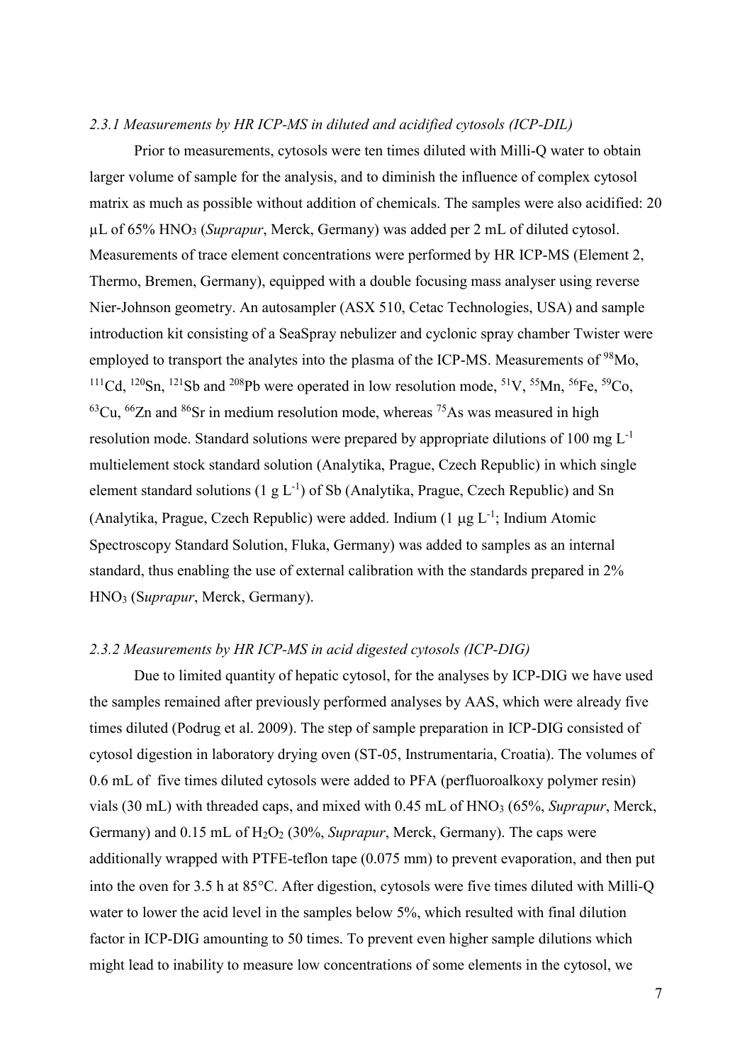### *2.3.1 Measurements by HR ICP-MS in diluted and acidified cytosols (ICP-DIL)*

Prior to measurements, cytosols were ten times diluted with Milli-Q water to obtain larger volume of sample for the analysis, and to diminish the influence of complex cytosol matrix as much as possible without addition of chemicals. The samples were also acidified: 20 μL of 65% $HNO_3$ (*Suprapur*, Merck, Germany) was added per 2 mL of diluted cytosol. Measurements of trace element concentrations were performed by HR ICP-MS (Element 2, Thermo, Bremen, Germany), equipped with a double focusing mass analyser using reverse Nier-Johnson geometry. An autosampler (ASX 510, Cetac Technologies, USA) and sample introduction kit consisting of a SeaSpray nebulizer and cyclonic spray chamber Twister were employed to transport the analytes into the plasma of the ICP-MS. Measurements of $^{98}Mo$, $^{111}Cd$, $^{120}Sn$, $^{121}Sb$ and $^{208}Pb$ were operated in low resolution mode, $^{51}V$, $^{55}Mn$, $^{56}Fe$, $^{59}Co$, $^{63}Cu$, $^{66}Zn$ and $^{86}Sr$ in medium resolution mode, whereas $^{75}As$ was measured in high resolution mode. Standard solutions were prepared by appropriate dilutions of 100 mg $L^{-1}$ multielement stock standard solution (Analytika, Prague, Czech Republic) in which single element standard solutions (1 g $L^{-1}$) of Sb (Analytika, Prague, Czech Republic) and Sn (Analytika, Prague, Czech Republic) were added. Indium (1 μg $L^{-1}$; Indium Atomic Spectroscopy Standard Solution, Fluka, Germany) was added to samples as an internal standard, thus enabling the use of external calibration with the standards prepared in 2% $HNO_3$ (S*uprapur*, Merck, Germany).

### *2.3.2 Measurements by HR ICP-MS in acid digested cytosols (ICP-DIG)*

Due to limited quantity of hepatic cytosol, for the analyses by ICP-DIG we have used the samples remained after previously performed analyses by AAS, which were already five times diluted (Podrug et al. 2009). The step of sample preparation in ICP-DIG consisted of cytosol digestion in laboratory drying oven (ST-05, Instrumentaria, Croatia). The volumes of 0.6 mL of five times diluted cytosols were added to PFA (perfluoroalkoxy polymer resin) vials (30 mL) with threaded caps, and mixed with 0.45 mL of $HNO_3$ (65%, *Suprapur*, Merck, Germany) and 0.15 mL of $H_2O_2$ (30%, *Suprapur*, Merck, Germany). The caps were additionally wrapped with PTFE-teflon tape (0.075 mm) to prevent evaporation, and then put into the oven for 3.5 h at 85°C. After digestion, cytosols were five times diluted with Milli-Q water to lower the acid level in the samples below 5%, which resulted with final dilution factor in ICP-DIG amounting to 50 times. To prevent even higher sample dilutions which might lead to inability to measure low concentrations of some elements in the cytosol, we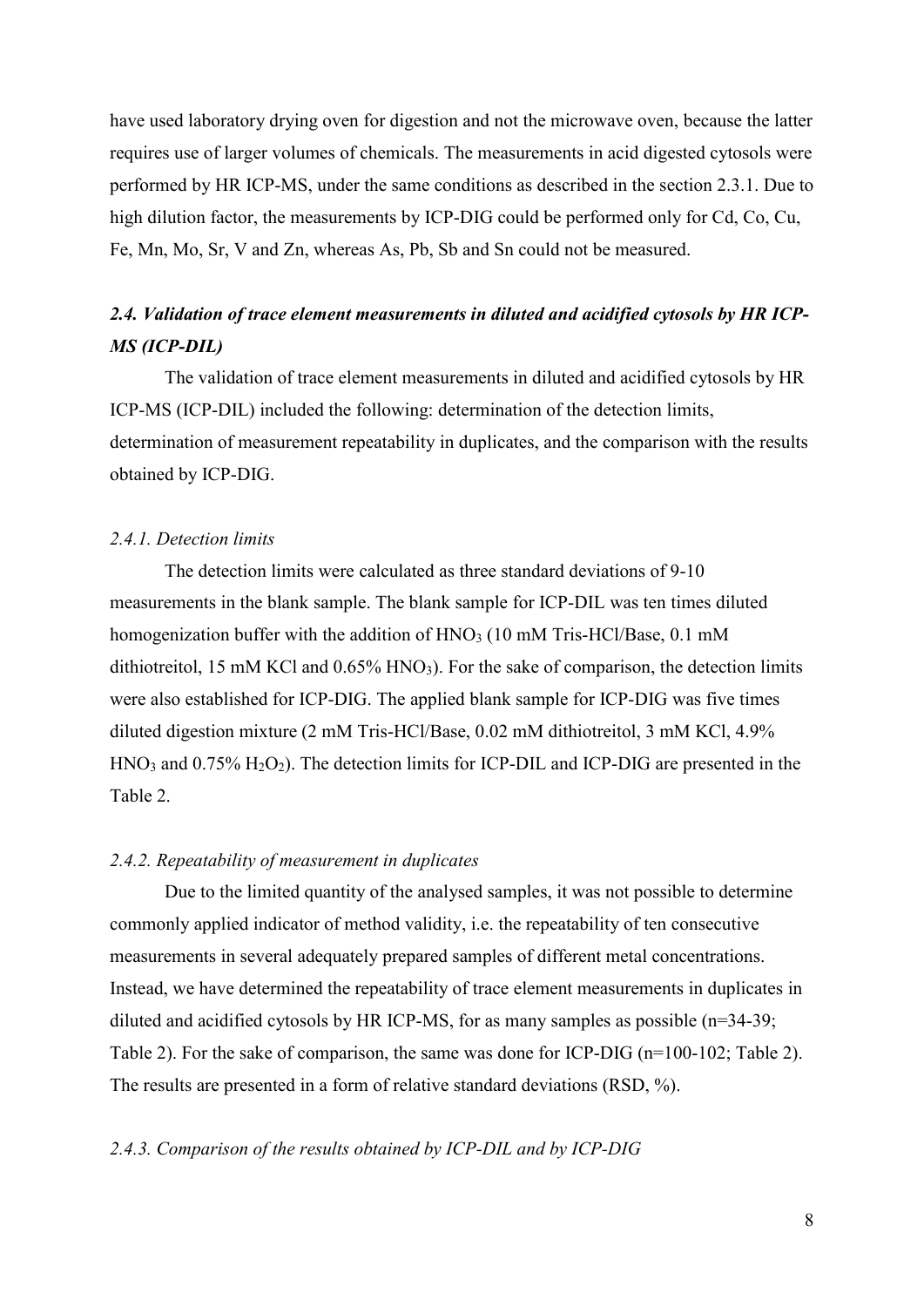have used laboratory drying oven for digestion and not the microwave oven, because the latter requires use of larger volumes of chemicals. The measurements in acid digested cytosols were performed by HR ICP-MS, under the same conditions as described in the section 2.3.1. Due to high dilution factor, the measurements by ICP-DIG could be performed only for Cd, Co, Cu, Fe, Mn, Mo, Sr, V and Zn, whereas As, Pb, Sb and Sn could not be measured.

## *2.4. Validation of trace element measurements in diluted and acidified cytosols by HR ICP-MS (ICP-DIL)*

The validation of trace element measurements in diluted and acidified cytosols by HR ICP-MS (ICP-DIL) included the following: determination of the detection limits, determination of measurement repeatability in duplicates, and the comparison with the results obtained by ICP-DIG.

### *2.4.1. Detection limits*

The detection limits were calculated as three standard deviations of 9-10 measurements in the blank sample. The blank sample for ICP-DIL was ten times diluted homogenization buffer with the addition of $HNO_3$ (10 mM Tris-HCl/Base, 0.1 mM dithiotreitol, 15 mM KCl and 0.65% $HNO_3$). For the sake of comparison, the detection limits were also established for ICP-DIG. The applied blank sample for ICP-DIG was five times diluted digestion mixture (2 mM Tris-HCl/Base, 0.02 mM dithiotreitol, 3 mM KCl, 4.9% $HNO_3$ and 0.75% $H_2O_2$). The detection limits for ICP-DIL and ICP-DIG are presented in the Table 2.

### *2.4.2. Repeatability of measurement in duplicates*

Due to the limited quantity of the analysed samples, it was not possible to determine commonly applied indicator of method validity, i.e. the repeatability of ten consecutive measurements in several adequately prepared samples of different metal concentrations. Instead, we have determined the repeatability of trace element measurements in duplicates in diluted and acidified cytosols by HR ICP-MS, for as many samples as possible (n=34-39; Table 2). For the sake of comparison, the same was done for ICP-DIG (n=100-102; Table 2). The results are presented in a form of relative standard deviations (RSD, %).

### *2.4.3. Comparison of the results obtained by ICP-DIL and by ICP-DIG*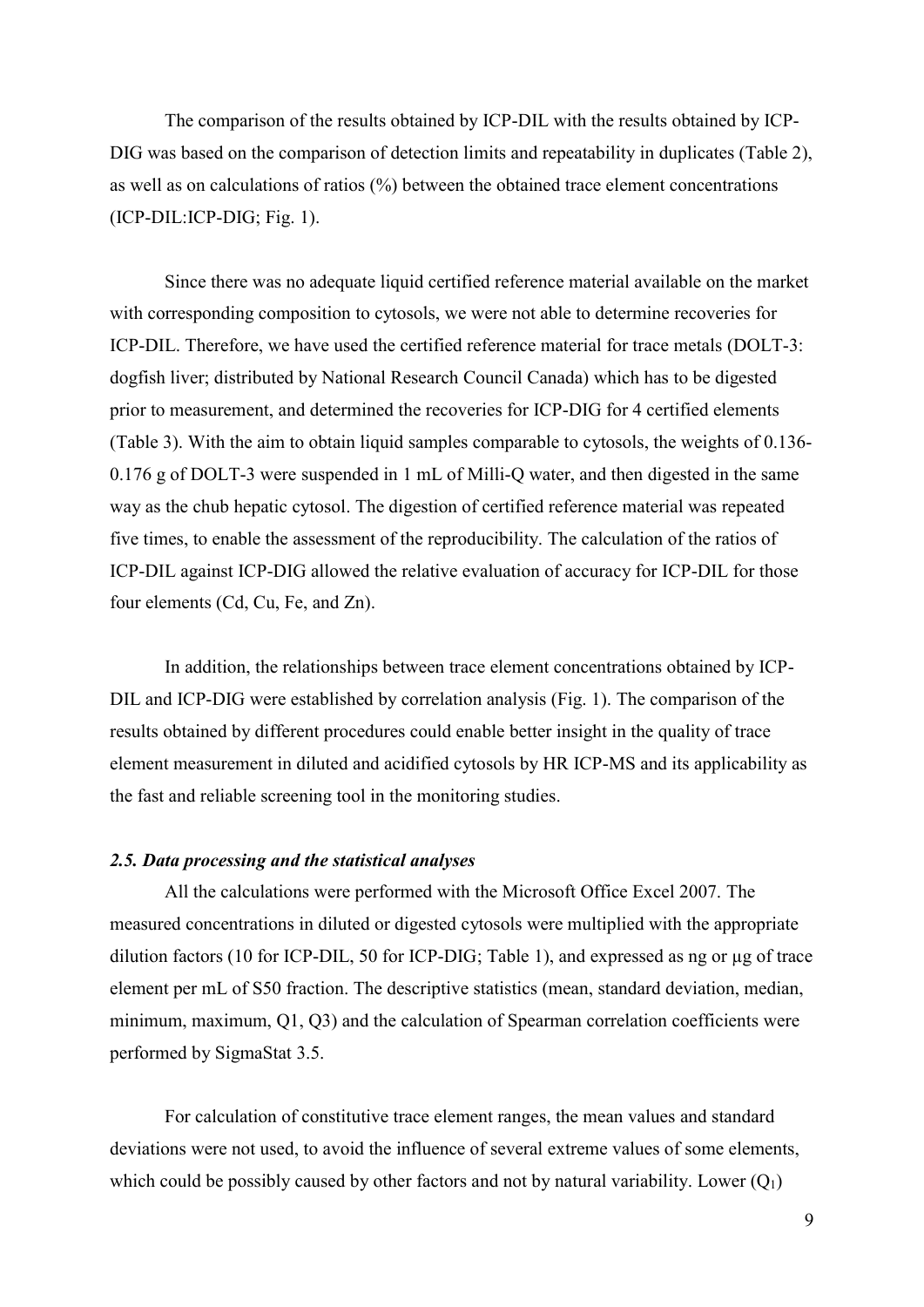The comparison of the results obtained by ICP-DIL with the results obtained by ICP-DIG was based on the comparison of detection limits and repeatability in duplicates (Table 2), as well as on calculations of ratios (%) between the obtained trace element concentrations (ICP-DIL:ICP-DIG; Fig. 1).

Since there was no adequate liquid certified reference material available on the market with corresponding composition to cytosols, we were not able to determine recoveries for ICP-DIL. Therefore, we have used the certified reference material for trace metals (DOLT-3: dogfish liver; distributed by National Research Council Canada) which has to be digested prior to measurement, and determined the recoveries for ICP-DIG for 4 certified elements (Table 3). With the aim to obtain liquid samples comparable to cytosols, the weights of 0.136-0.176 g of DOLT-3 were suspended in 1 mL of Milli-Q water, and then digested in the same way as the chub hepatic cytosol. The digestion of certified reference material was repeated five times, to enable the assessment of the reproducibility. The calculation of the ratios of ICP-DIL against ICP-DIG allowed the relative evaluation of accuracy for ICP-DIL for those four elements (Cd, Cu, Fe, and Zn).

In addition, the relationships between trace element concentrations obtained by ICP-DIL and ICP-DIG were established by correlation analysis (Fig. 1). The comparison of the results obtained by different procedures could enable better insight in the quality of trace element measurement in diluted and acidified cytosols by HR ICP-MS and its applicability as the fast and reliable screening tool in the monitoring studies.

### *2.5. Data processing and the statistical analyses*

All the calculations were performed with the Microsoft Office Excel 2007. The measured concentrations in diluted or digested cytosols were multiplied with the appropriate dilution factors (10 for ICP-DIL, 50 for ICP-DIG; Table 1), and expressed as ng or µg of trace element per mL of S50 fraction. The descriptive statistics (mean, standard deviation, median, minimum, maximum, Q1, Q3) and the calculation of Spearman correlation coefficients were performed by SigmaStat 3.5.

For calculation of constitutive trace element ranges, the mean values and standard deviations were not used, to avoid the influence of several extreme values of some elements, which could be possibly caused by other factors and not by natural variability. Lower ($Q_1$)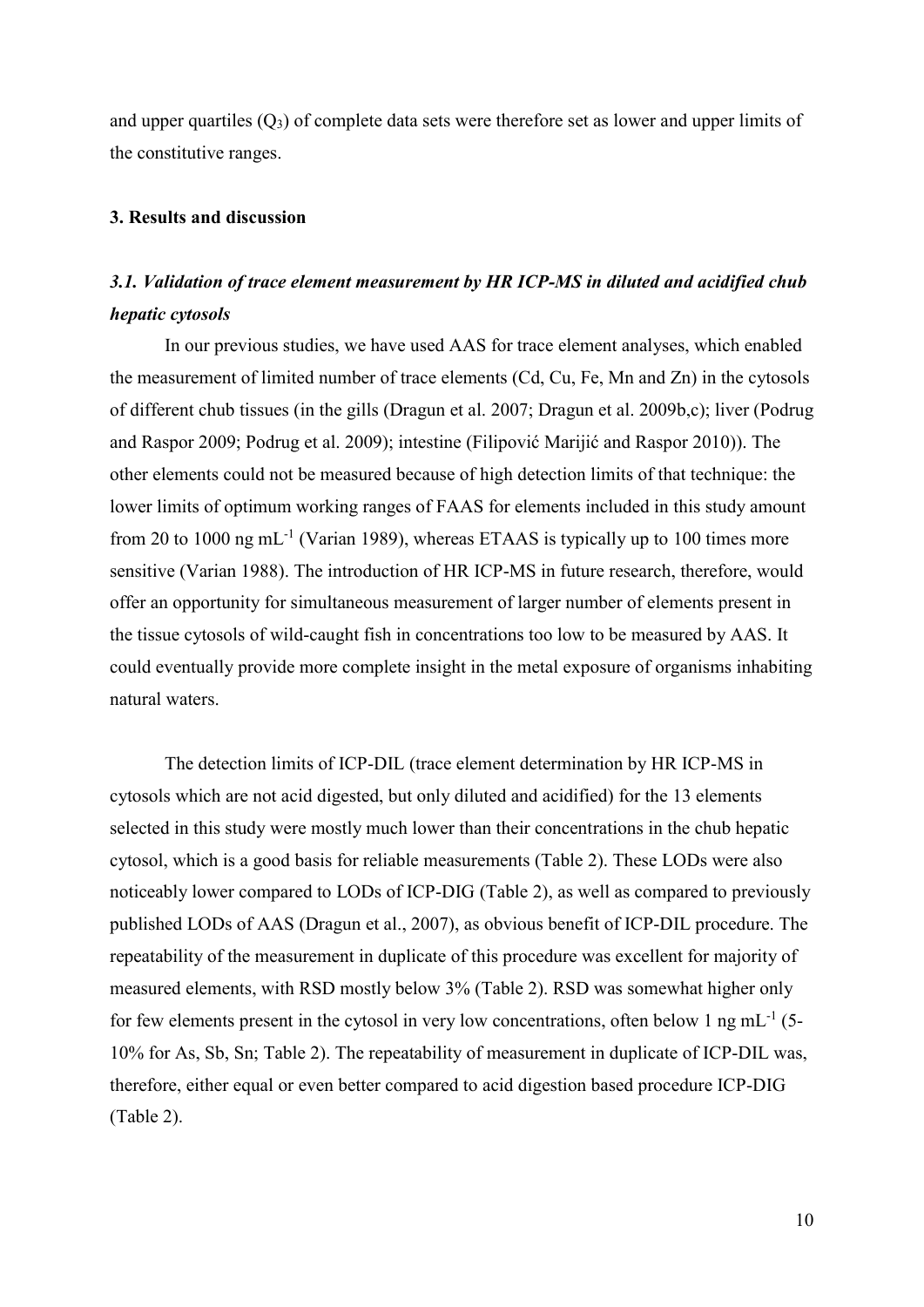and upper quartiles ($Q_3$) of complete data sets were therefore set as lower and upper limits of the constitutive ranges.

## 3. Results and discussion

### *3.1. Validation of trace element measurement by HR ICP-MS in diluted and acidified chub hepatic cytosols*

In our previous studies, we have used AAS for trace element analyses, which enabled the measurement of limited number of trace elements (Cd, Cu, Fe, Mn and Zn) in the cytosols of different chub tissues (in the gills (Dragun et al. 2007; Dragun et al. 2009b,c); liver (Podrug and Raspor 2009; Podrug et al. 2009); intestine (Filipović Marijić and Raspor 2010)). The other elements could not be measured because of high detection limits of that technique: the lower limits of optimum working ranges of FAAS for elements included in this study amount from 20 to 1000 ng mL$^{-1}$ (Varian 1989), whereas ETAAS is typically up to 100 times more sensitive (Varian 1988). The introduction of HR ICP-MS in future research, therefore, would offer an opportunity for simultaneous measurement of larger number of elements present in the tissue cytosols of wild-caught fish in concentrations too low to be measured by AAS. It could eventually provide more complete insight in the metal exposure of organisms inhabiting natural waters.

The detection limits of ICP-DIL (trace element determination by HR ICP-MS in cytosols which are not acid digested, but only diluted and acidified) for the 13 elements selected in this study were mostly much lower than their concentrations in the chub hepatic cytosol, which is a good basis for reliable measurements (Table 2). These LODs were also noticeably lower compared to LODs of ICP-DIG (Table 2), as well as compared to previously published LODs of AAS (Dragun et al., 2007), as obvious benefit of ICP-DIL procedure. The repeatability of the measurement in duplicate of this procedure was excellent for majority of measured elements, with RSD mostly below 3% (Table 2). RSD was somewhat higher only for few elements present in the cytosol in very low concentrations, often below 1 ng mL$^{-1}$ (5-10% for As, Sb, Sn; Table 2). The repeatability of measurement in duplicate of ICP-DIL was, therefore, either equal or even better compared to acid digestion based procedure ICP-DIG (Table 2).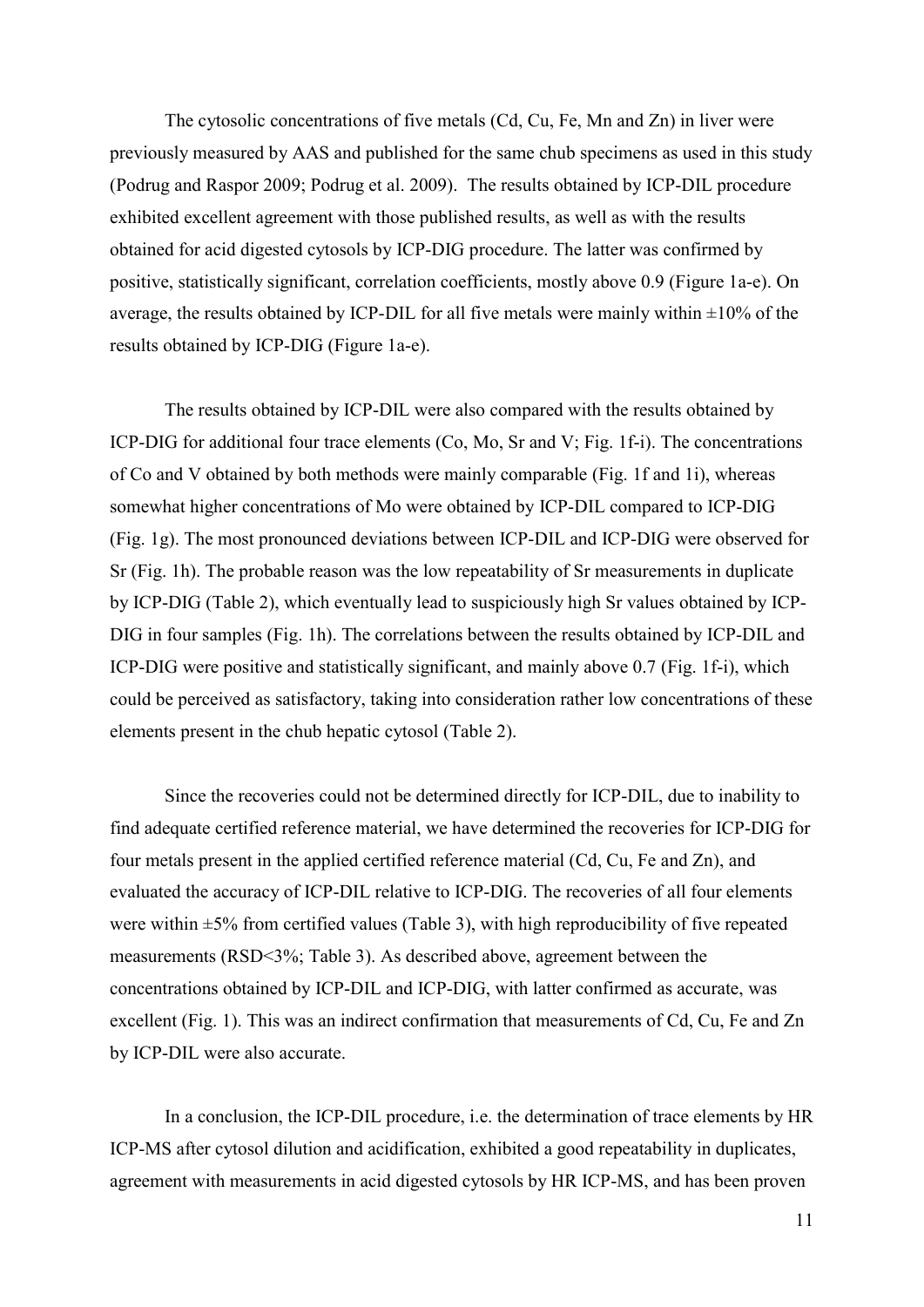The cytosolic concentrations of five metals (Cd, Cu, Fe, Mn and Zn) in liver were previously measured by AAS and published for the same chub specimens as used in this study (Podrug and Raspor 2009; Podrug et al. 2009). The results obtained by ICP-DIL procedure exhibited excellent agreement with those published results, as well as with the results obtained for acid digested cytosols by ICP-DIG procedure. The latter was confirmed by positive, statistically significant, correlation coefficients, mostly above 0.9 (Figure 1a-e). On average, the results obtained by ICP-DIL for all five metals were mainly within ±10% of the results obtained by ICP-DIG (Figure 1a-e).

The results obtained by ICP-DIL were also compared with the results obtained by ICP-DIG for additional four trace elements (Co, Mo, Sr and V; Fig. 1f-i). The concentrations of Co and V obtained by both methods were mainly comparable (Fig. 1f and 1i), whereas somewhat higher concentrations of Mo were obtained by ICP-DIL compared to ICP-DIG (Fig. 1g). The most pronounced deviations between ICP-DIL and ICP-DIG were observed for Sr (Fig. 1h). The probable reason was the low repeatability of Sr measurements in duplicate by ICP-DIG (Table 2), which eventually lead to suspiciously high Sr values obtained by ICP-DIG in four samples (Fig. 1h). The correlations between the results obtained by ICP-DIL and ICP-DIG were positive and statistically significant, and mainly above 0.7 (Fig. 1f-i), which could be perceived as satisfactory, taking into consideration rather low concentrations of these elements present in the chub hepatic cytosol (Table 2).

Since the recoveries could not be determined directly for ICP-DIL, due to inability to find adequate certified reference material, we have determined the recoveries for ICP-DIG for four metals present in the applied certified reference material (Cd, Cu, Fe and Zn), and evaluated the accuracy of ICP-DIL relative to ICP-DIG. The recoveries of all four elements were within ±5% from certified values (Table 3), with high reproducibility of five repeated measurements (RSD<3%; Table 3). As described above, agreement between the concentrations obtained by ICP-DIL and ICP-DIG, with latter confirmed as accurate, was excellent (Fig. 1). This was an indirect confirmation that measurements of Cd, Cu, Fe and Zn by ICP-DIL were also accurate.

In a conclusion, the ICP-DIL procedure, i.e. the determination of trace elements by HR ICP-MS after cytosol dilution and acidification, exhibited a good repeatability in duplicates, agreement with measurements in acid digested cytosols by HR ICP-MS, and has been proven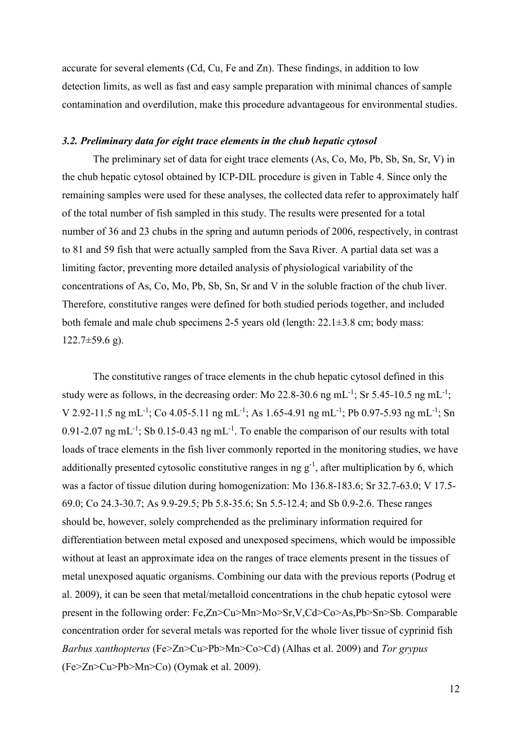accurate for several elements (Cd, Cu, Fe and Zn). These findings, in addition to low detection limits, as well as fast and easy sample preparation with minimal chances of sample contamination and overdilution, make this procedure advantageous for environmental studies.

### *3.2. Preliminary data for eight trace elements in the chub hepatic cytosol*

The preliminary set of data for eight trace elements (As, Co, Mo, Pb, Sb, Sn, Sr, V) in the chub hepatic cytosol obtained by ICP-DIL procedure is given in Table 4. Since only the remaining samples were used for these analyses, the collected data refer to approximately half of the total number of fish sampled in this study. The results were presented for a total number of 36 and 23 chubs in the spring and autumn periods of 2006, respectively, in contrast to 81 and 59 fish that were actually sampled from the Sava River. A partial data set was a limiting factor, preventing more detailed analysis of physiological variability of the concentrations of As, Co, Mo, Pb, Sb, Sn, Sr and V in the soluble fraction of the chub liver. Therefore, constitutive ranges were defined for both studied periods together, and included both female and male chub specimens 2-5 years old (length: 22.1±3.8 cm; body mass: 122.7±59.6 g).

The constitutive ranges of trace elements in the chub hepatic cytosol defined in this study were as follows, in the decreasing order: Mo 22.8-30.6 ng $mL^{-1}$; Sr 5.45-10.5 ng $mL^{-1}$; V 2.92-11.5 ng $mL^{-1}$; Co 4.05-5.11 ng $mL^{-1}$; As 1.65-4.91 ng $mL^{-1}$; Pb 0.97-5.93 ng $mL^{-1}$; Sn 0.91-2.07 ng $mL^{-1}$; Sb 0.15-0.43 ng $mL^{-1}$. To enable the comparison of our results with total loads of trace elements in the fish liver commonly reported in the monitoring studies, we have additionally presented cytosolic constitutive ranges in ng $g^{-1}$, after multiplication by 6, which was a factor of tissue dilution during homogenization: Mo 136.8-183.6; Sr 32.7-63.0; V 17.5-69.0; Co 24.3-30.7; As 9.9-29.5; Pb 5.8-35.6; Sn 5.5-12.4; and Sb 0.9-2.6. These ranges should be, however, solely comprehended as the preliminary information required for differentiation between metal exposed and unexposed specimens, which would be impossible without at least an approximate idea on the ranges of trace elements present in the tissues of metal unexposed aquatic organisms. Combining our data with the previous reports (Podrug et al. 2009), it can be seen that metal/metalloid concentrations in the chub hepatic cytosol were present in the following order: Fe,Zn>Cu>Mn>Mo>Sr,V,Cd>Co>As,Pb>Sn>Sb. Comparable concentration order for several metals was reported for the whole liver tissue of cyprinid fish *Barbus xanthopterus* (Fe>Zn>Cu>Pb>Mn>Co>Cd) (Alhas et al. 2009) and *Tor grypus* (Fe>Zn>Cu>Pb>Mn>Co) (Oymak et al. 2009).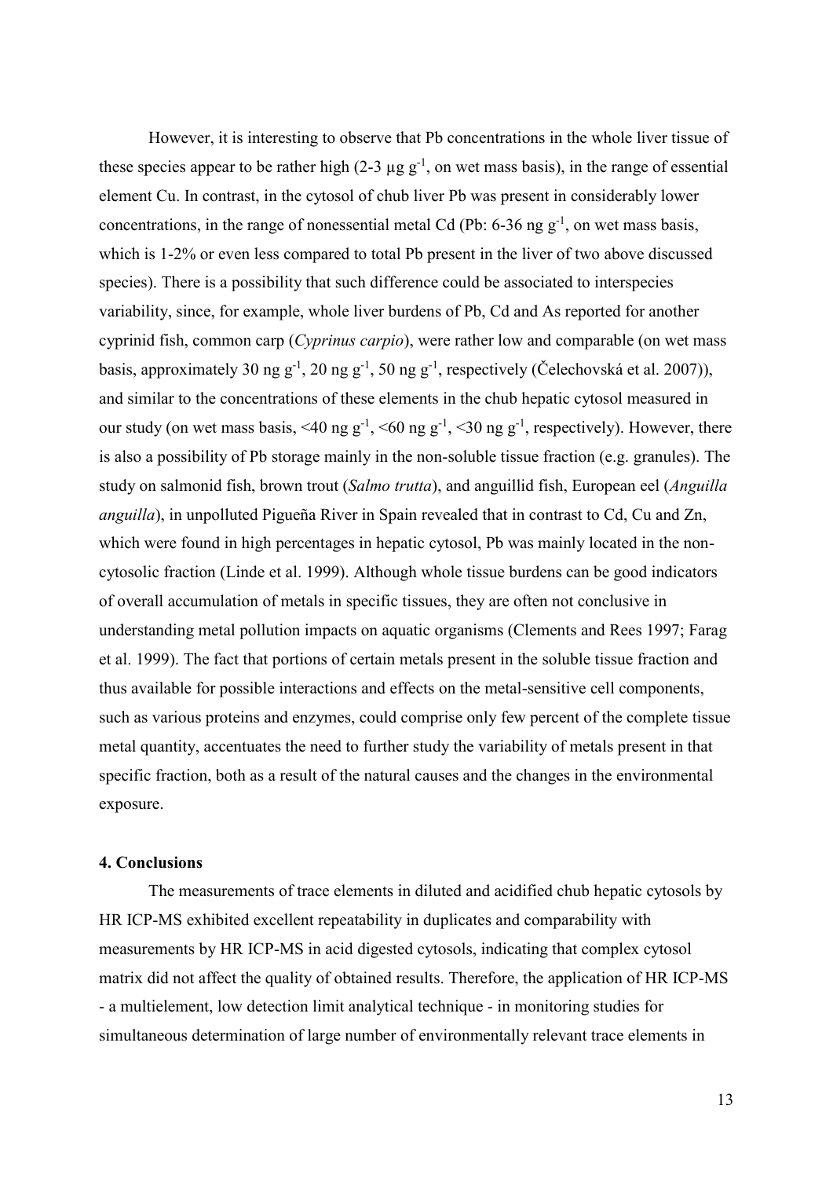However, it is interesting to observe that Pb concentrations in the whole liver tissue of these species appear to be rather high (2-3 µg $g^{-1}$, on wet mass basis), in the range of essential element Cu. In contrast, in the cytosol of chub liver Pb was present in considerably lower concentrations, in the range of nonessential metal Cd (Pb: 6-36 ng $g^{-1}$, on wet mass basis, which is 1-2% or even less compared to total Pb present in the liver of two above discussed species). There is a possibility that such difference could be associated to interspecies variability, since, for example, whole liver burdens of Pb, Cd and As reported for another cyprinid fish, common carp (*Cyprinus carpio*), were rather low and comparable (on wet mass basis, approximately 30 ng $g^{-1}$, 20 ng $g^{-1}$, 50 ng $g^{-1}$, respectively (Čelechovská et al. 2007)), and similar to the concentrations of these elements in the chub hepatic cytosol measured in our study (on wet mass basis, <40 ng $g^{-1}$, <60 ng $g^{-1}$, <30 ng $g^{-1}$, respectively). However, there is also a possibility of Pb storage mainly in the non-soluble tissue fraction (e.g. granules). The study on salmonid fish, brown trout (*Salmo trutta*), and anguillid fish, European eel (*Anguilla anguilla*), in unpolluted Pigueña River in Spain revealed that in contrast to Cd, Cu and Zn, which were found in high percentages in hepatic cytosol, Pb was mainly located in the non-cytosolic fraction (Linde et al. 1999). Although whole tissue burdens can be good indicators of overall accumulation of metals in specific tissues, they are often not conclusive in understanding metal pollution impacts on aquatic organisms (Clements and Rees 1997; Farag et al. 1999). The fact that portions of certain metals present in the soluble tissue fraction and thus available for possible interactions and effects on the metal-sensitive cell components, such as various proteins and enzymes, could comprise only few percent of the complete tissue metal quantity, accentuates the need to further study the variability of metals present in that specific fraction, both as a result of the natural causes and the changes in the environmental exposure.

#### 4. Conclusions

The measurements of trace elements in diluted and acidified chub hepatic cytosols by HR ICP-MS exhibited excellent repeatability in duplicates and comparability with measurements by HR ICP-MS in acid digested cytosols, indicating that complex cytosol matrix did not affect the quality of obtained results. Therefore, the application of HR ICP-MS - a multielement, low detection limit analytical technique - in monitoring studies for simultaneous determination of large number of environmentally relevant trace elements in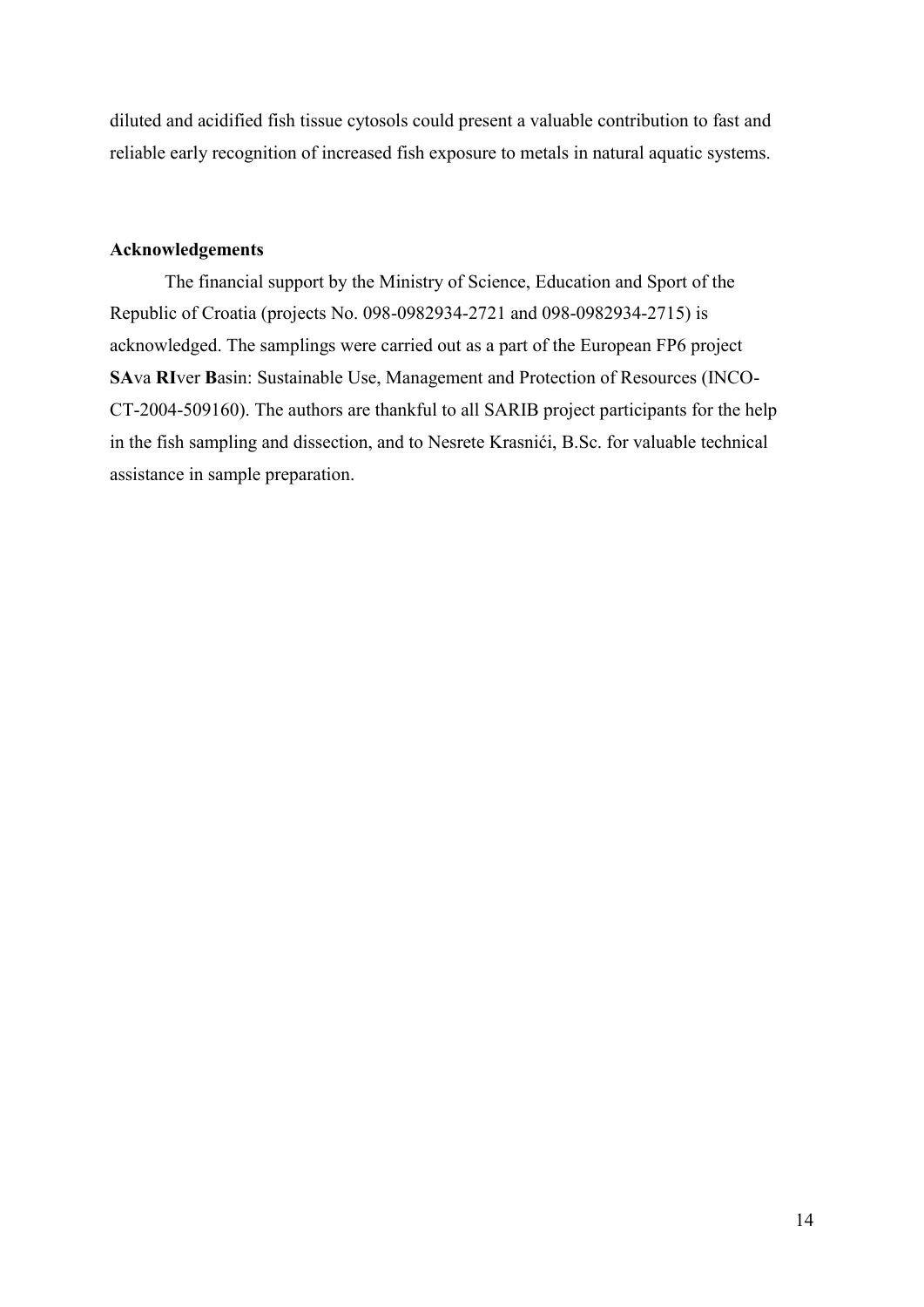diluted and acidified fish tissue cytosols could present a valuable contribution to fast and reliable early recognition of increased fish exposure to metals in natural aquatic systems.

## Acknowledgements

The financial support by the Ministry of Science, Education and Sport of the Republic of Croatia (projects No. 098-0982934-2721 and 098-0982934-2715) is acknowledged. The samplings were carried out as a part of the European FP6 project **SA**va **RI**ver **B**asin: Sustainable Use, Management and Protection of Resources (INCO-CT-2004-509160). The authors are thankful to all SARIB project participants for the help in the fish sampling and dissection, and to Nesrete Krasnići, B.Sc. for valuable technical assistance in sample preparation.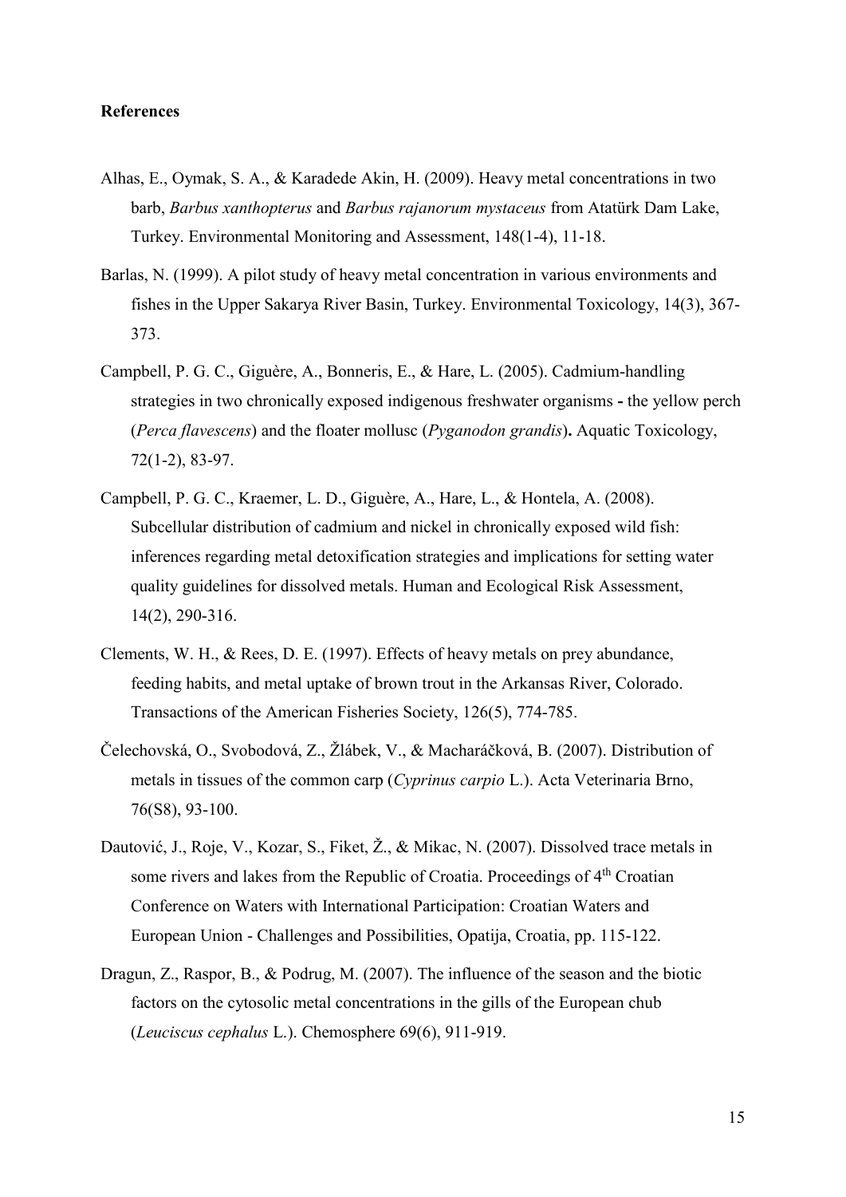**References**

Alhas, E., Oymak, S. A., & Karadede Akin, H. (2009). Heavy metal concentrations in two barb, *Barbus xanthopterus* and *Barbus rajanorum mystaceus* from Atatürk Dam Lake, Turkey. Environmental Monitoring and Assessment, 148(1-4), 11-18.

Barlas, N. (1999). A pilot study of heavy metal concentration in various environments and fishes in the Upper Sakarya River Basin, Turkey. Environmental Toxicology, 14(3), 367-373.

Campbell, P. G. C., Giguère, A., Bonneris, E., & Hare, L. (2005). Cadmium-handling strategies in two chronically exposed indigenous freshwater organisms **-** the yellow perch (*Perca flavescens*) and the floater mollusc (*Pyganodon grandis*)**.** Aquatic Toxicology, 72(1-2), 83-97.

Campbell, P. G. C., Kraemer, L. D., Giguère, A., Hare, L., & Hontela, A. (2008). Subcellular distribution of cadmium and nickel in chronically exposed wild fish: inferences regarding metal detoxification strategies and implications for setting water quality guidelines for dissolved metals. Human and Ecological Risk Assessment, 14(2), 290-316.

Clements, W. H., & Rees, D. E. (1997). Effects of heavy metals on prey abundance, feeding habits, and metal uptake of brown trout in the Arkansas River, Colorado. Transactions of the American Fisheries Society, 126(5), 774-785.

Čelechovská, O., Svobodová, Z., Žlábek, V., & Macharáčková, B. (2007). Distribution of metals in tissues of the common carp (*Cyprinus carpio* L.). Acta Veterinaria Brno, 76(S8), 93-100.

Dautović, J., Roje, V., Kozar, S., Fiket, Ž., & Mikac, N. (2007). Dissolved trace metals in some rivers and lakes from the Republic of Croatia. Proceedings of 4th Croatian Conference on Waters with International Participation: Croatian Waters and European Union - Challenges and Possibilities, Opatija, Croatia, pp. 115-122.

Dragun, Z., Raspor, B., & Podrug, M. (2007). The influence of the season and the biotic factors on the cytosolic metal concentrations in the gills of the European chub (*Leuciscus cephalus* L.). Chemosphere 69(6), 911-919.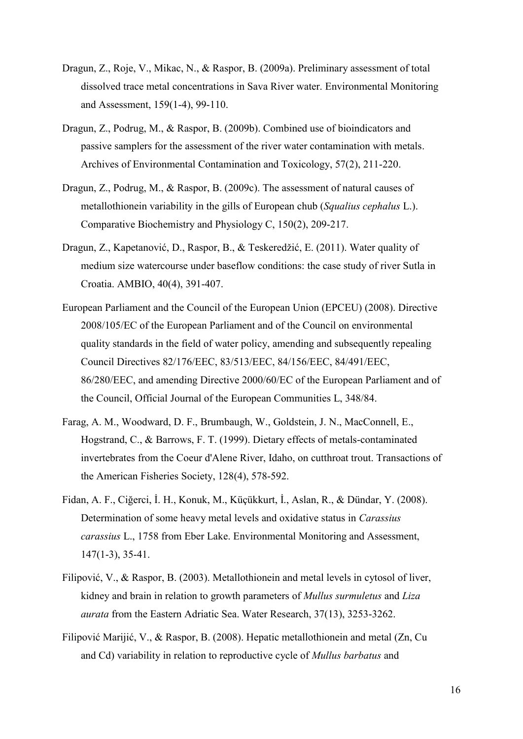Dragun, Z., Roje, V., Mikac, N., & Raspor, B. (2009a). Preliminary assessment of total dissolved trace metal concentrations in Sava River water. Environmental Monitoring and Assessment, 159(1-4), 99-110.

Dragun, Z., Podrug, M., & Raspor, B. (2009b). Combined use of bioindicators and passive samplers for the assessment of the river water contamination with metals. Archives of Environmental Contamination and Toxicology, 57(2), 211-220.

Dragun, Z., Podrug, M., & Raspor, B. (2009c). The assessment of natural causes of metallothionein variability in the gills of European chub (*Squalius cephalus* L.). Comparative Biochemistry and Physiology C, 150(2), 209-217.

Dragun, Z., Kapetanović, D., Raspor, B., & Teskeredžić, E. (2011). Water quality of medium size watercourse under baseflow conditions: the case study of river Sutla in Croatia. AMBIO, 40(4), 391-407.

European Parliament and the Council of the European Union (EPCEU) (2008). Directive 2008/105/EC of the European Parliament and of the Council on environmental quality standards in the field of water policy, amending and subsequently repealing Council Directives 82/176/EEC, 83/513/EEC, 84/156/EEC, 84/491/EEC, 86/280/EEC, and amending Directive 2000/60/EC of the European Parliament and of the Council, Official Journal of the European Communities L, 348/84.

Farag, A. M., Woodward, D. F., Brumbaugh, W., Goldstein, J. N., MacConnell, E., Hogstrand, C., & Barrows, F. T. (1999). Dietary effects of metals-contaminated invertebrates from the Coeur d'Alene River, Idaho, on cutthroat trout. Transactions of the American Fisheries Society, 128(4), 578-592.

Fidan, A. F., Ciğerci, İ. H., Konuk, M., Küçükkurt, İ., Aslan, R., & Dündar, Y. (2008). Determination of some heavy metal levels and oxidative status in *Carassius carassius* L., 1758 from Eber Lake. Environmental Monitoring and Assessment, 147(1-3), 35-41.

Filipović, V., & Raspor, B. (2003). Metallothionein and metal levels in cytosol of liver, kidney and brain in relation to growth parameters of *Mullus surmuletus* and *Liza aurata* from the Eastern Adriatic Sea. Water Research, 37(13), 3253-3262.

Filipović Marijić, V., & Raspor, B. (2008). Hepatic metallothionein and metal (Zn, Cu and Cd) variability in relation to reproductive cycle of *Mullus barbatus* and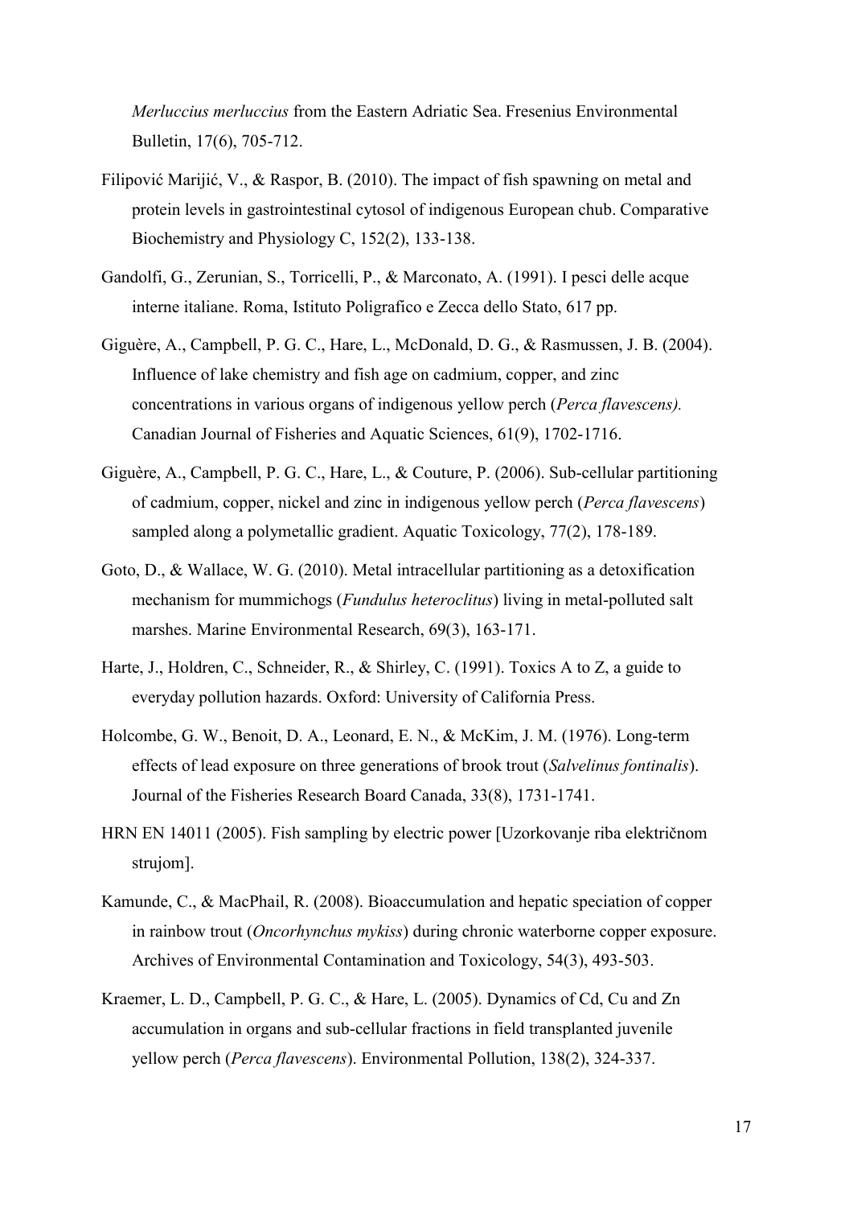*Merluccius merluccius* from the Eastern Adriatic Sea. Fresenius Environmental Bulletin, 17(6), 705-712.

Filipović Marijić, V., & Raspor, B. (2010). The impact of fish spawning on metal and protein levels in gastrointestinal cytosol of indigenous European chub. Comparative Biochemistry and Physiology C, 152(2), 133-138.

Gandolfi, G., Zerunian, S., Torricelli, P., & Marconato, A. (1991). I pesci delle acque interne italiane. Roma, Istituto Poligrafico e Zecca dello Stato, 617 pp.

Giguère, A., Campbell, P. G. C., Hare, L., McDonald, D. G., & Rasmussen, J. B. (2004). Influence of lake chemistry and fish age on cadmium, copper, and zinc concentrations in various organs of indigenous yellow perch (*Perca flavescens).* Canadian Journal of Fisheries and Aquatic Sciences, 61(9), 1702-1716.

Giguère, A., Campbell, P. G. C., Hare, L., & Couture, P. (2006). Sub-cellular partitioning of cadmium, copper, nickel and zinc in indigenous yellow perch (*Perca flavescens*) sampled along a polymetallic gradient. Aquatic Toxicology, 77(2), 178-189.

Goto, D., & Wallace, W. G. (2010). Metal intracellular partitioning as a detoxification mechanism for mummichogs (*Fundulus heteroclitus*) living in metal-polluted salt marshes. Marine Environmental Research, 69(3), 163-171.

Harte, J., Holdren, C., Schneider, R., & Shirley, C. (1991). Toxics A to Z, a guide to everyday pollution hazards. Oxford: University of California Press.

Holcombe, G. W., Benoit, D. A., Leonard, E. N., & McKim, J. M. (1976). Long-term effects of lead exposure on three generations of brook trout (*Salvelinus fontinalis*). Journal of the Fisheries Research Board Canada, 33(8), 1731-1741.

HRN EN 14011 (2005). Fish sampling by electric power [Uzorkovanje riba električnom strujom].

Kamunde, C., & MacPhail, R. (2008). Bioaccumulation and hepatic speciation of copper in rainbow trout (*Oncorhynchus mykiss*) during chronic waterborne copper exposure. Archives of Environmental Contamination and Toxicology, 54(3), 493-503.

Kraemer, L. D., Campbell, P. G. C., & Hare, L. (2005). Dynamics of Cd, Cu and Zn accumulation in organs and sub-cellular fractions in field transplanted juvenile yellow perch (*Perca flavescens*). Environmental Pollution, 138(2), 324-337.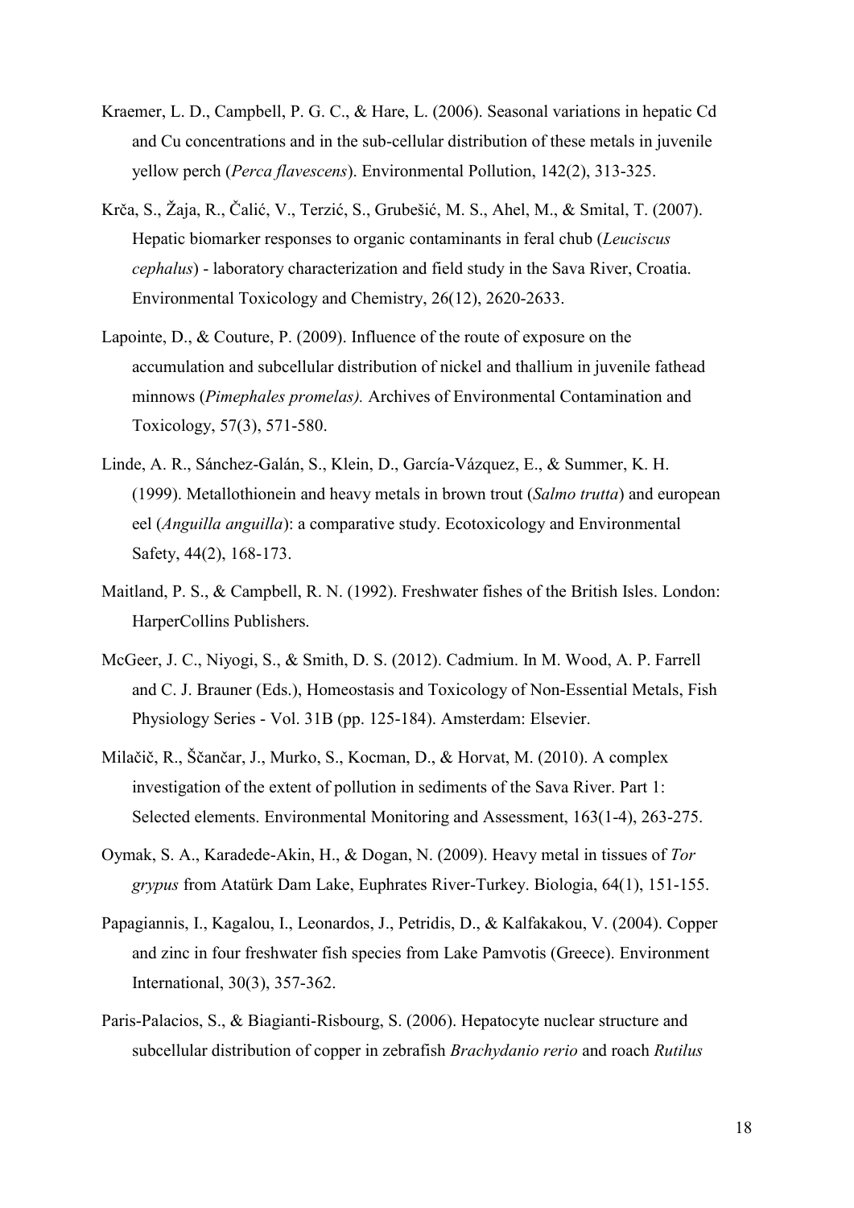Kraemer, L. D., Campbell, P. G. C., & Hare, L. (2006). Seasonal variations in hepatic Cd and Cu concentrations and in the sub-cellular distribution of these metals in juvenile yellow perch (*Perca flavescens*). Environmental Pollution, 142(2), 313-325.

Krča, S., Žaja, R., Čalić, V., Terzić, S., Grubešić, M. S., Ahel, M., & Smital, T. (2007). Hepatic biomarker responses to organic contaminants in feral chub (*Leuciscus cephalus*) - laboratory characterization and field study in the Sava River, Croatia. Environmental Toxicology and Chemistry, 26(12), 2620-2633.

Lapointe, D., & Couture, P. (2009). Influence of the route of exposure on the accumulation and subcellular distribution of nickel and thallium in juvenile fathead minnows (*Pimephales promelas).* Archives of Environmental Contamination and Toxicology, 57(3), 571-580.

Linde, A. R., Sánchez-Galán, S., Klein, D., García-Vázquez, E., & Summer, K. H. (1999). Metallothionein and heavy metals in brown trout (*Salmo trutta*) and european eel (*Anguilla anguilla*): a comparative study. Ecotoxicology and Environmental Safety, 44(2), 168-173.

Maitland, P. S., & Campbell, R. N. (1992). Freshwater fishes of the British Isles. London: HarperCollins Publishers.

McGeer, J. C., Niyogi, S., & Smith, D. S. (2012). Cadmium. In M. Wood, A. P. Farrell and C. J. Brauner (Eds.), Homeostasis and Toxicology of Non-Essential Metals, Fish Physiology Series - Vol. 31B (pp. 125-184). Amsterdam: Elsevier.

Milačič, R., Ščančar, J., Murko, S., Kocman, D., & Horvat, M. (2010). A complex investigation of the extent of pollution in sediments of the Sava River. Part 1: Selected elements. Environmental Monitoring and Assessment, 163(1-4), 263-275.

Oymak, S. A., Karadede-Akin, H., & Dogan, N. (2009). Heavy metal in tissues of *Tor grypus* from Atatürk Dam Lake, Euphrates River-Turkey. Biologia, 64(1), 151-155.

Papagiannis, I., Kagalou, I., Leonardos, J., Petridis, D., & Kalfakakou, V. (2004). Copper and zinc in four freshwater fish species from Lake Pamvotis (Greece). Environment International, 30(3), 357-362.

Paris-Palacios, S., & Biagianti-Risbourg, S. (2006). Hepatocyte nuclear structure and subcellular distribution of copper in zebrafish *Brachydanio rerio* and roach *Rutilus*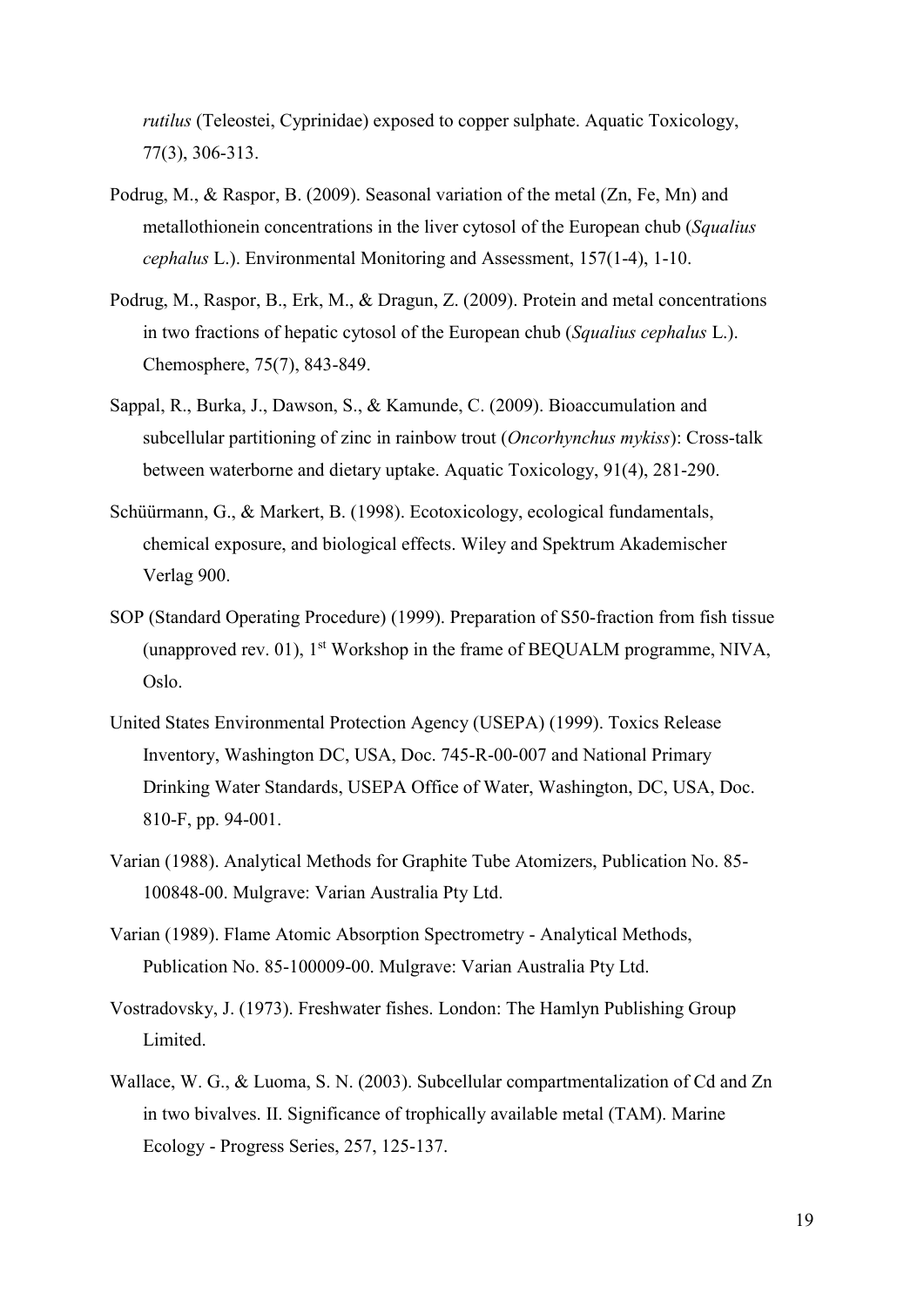*rutilus* (Teleostei, Cyprinidae) exposed to copper sulphate. Aquatic Toxicology, 77(3), 306-313.

Podrug, M., & Raspor, B. (2009). Seasonal variation of the metal (Zn, Fe, Mn) and metallothionein concentrations in the liver cytosol of the European chub (*Squalius cephalus* L.). Environmental Monitoring and Assessment, 157(1-4), 1-10.

Podrug, M., Raspor, B., Erk, M., & Dragun, Z. (2009). Protein and metal concentrations in two fractions of hepatic cytosol of the European chub (*Squalius cephalus* L.). Chemosphere, 75(7), 843-849.

Sappal, R., Burka, J., Dawson, S., & Kamunde, C. (2009). Bioaccumulation and subcellular partitioning of zinc in rainbow trout (*Oncorhynchus mykiss*): Cross-talk between waterborne and dietary uptake. Aquatic Toxicology, 91(4), 281-290.

Schüürmann, G., & Markert, B. (1998). Ecotoxicology, ecological fundamentals, chemical exposure, and biological effects. Wiley and Spektrum Akademischer Verlag 900.

SOP (Standard Operating Procedure) (1999). Preparation of S50-fraction from fish tissue (unapproved rev. 01), 1st Workshop in the frame of BEQUALM programme, NIVA, Oslo.

United States Environmental Protection Agency (USEPA) (1999). Toxics Release Inventory, Washington DC, USA, Doc. 745-R-00-007 and National Primary Drinking Water Standards, USEPA Office of Water, Washington, DC, USA, Doc. 810-F, pp. 94-001.

Varian (1988). Analytical Methods for Graphite Tube Atomizers, Publication No. 85-100848-00. Mulgrave: Varian Australia Pty Ltd.

Varian (1989). Flame Atomic Absorption Spectrometry - Analytical Methods, Publication No. 85-100009-00. Mulgrave: Varian Australia Pty Ltd.

Vostradovsky, J. (1973). Freshwater fishes. London: The Hamlyn Publishing Group Limited.

Wallace, W. G., & Luoma, S. N. (2003). Subcellular compartmentalization of Cd and Zn in two bivalves. II. Significance of trophically available metal (TAM). Marine Ecology - Progress Series, 257, 125-137.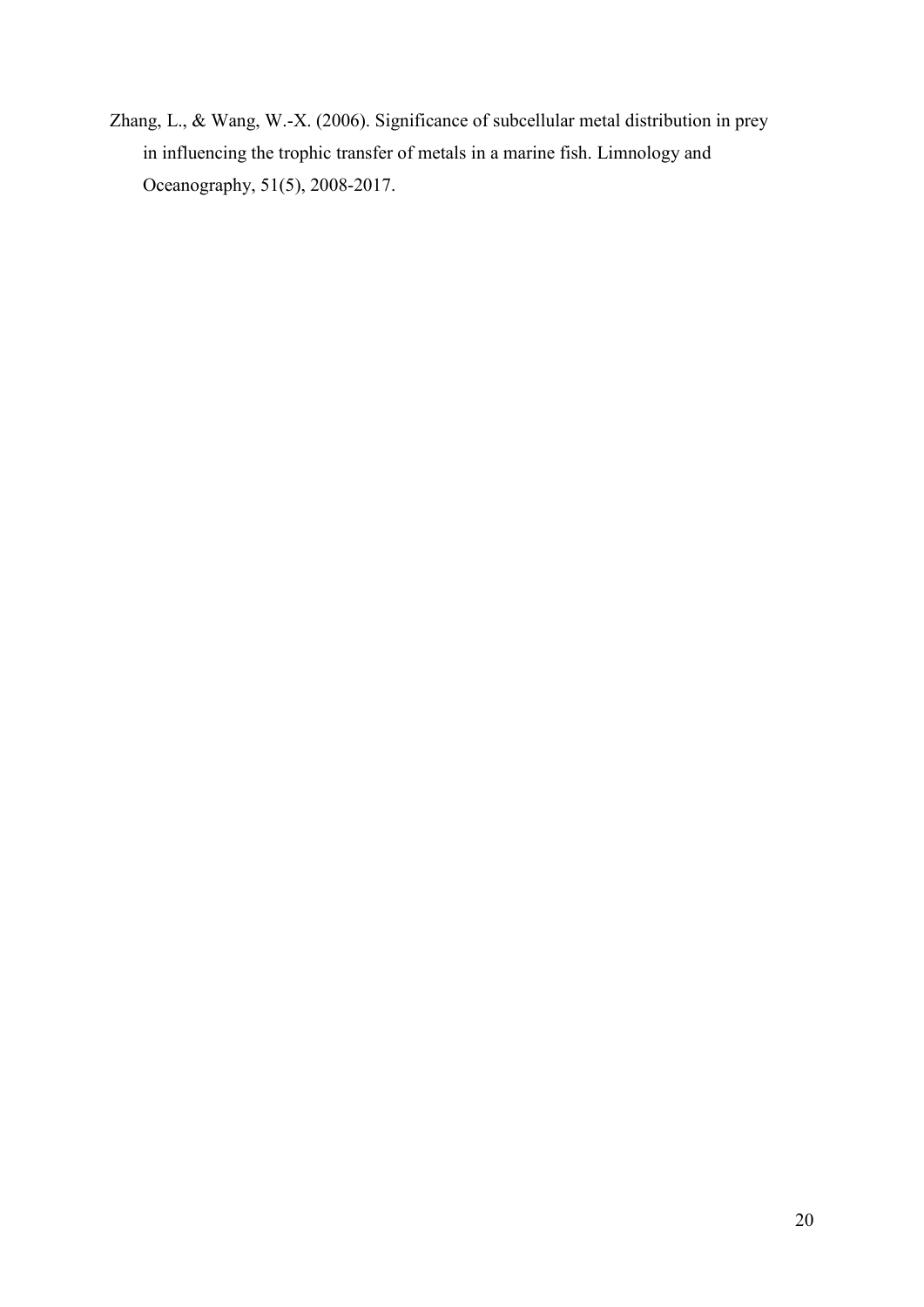Zhang, L., & Wang, W.-X. (2006). Significance of subcellular metal distribution in prey in influencing the trophic transfer of metals in a marine fish. Limnology and Oceanography, 51(5), 2008-2017.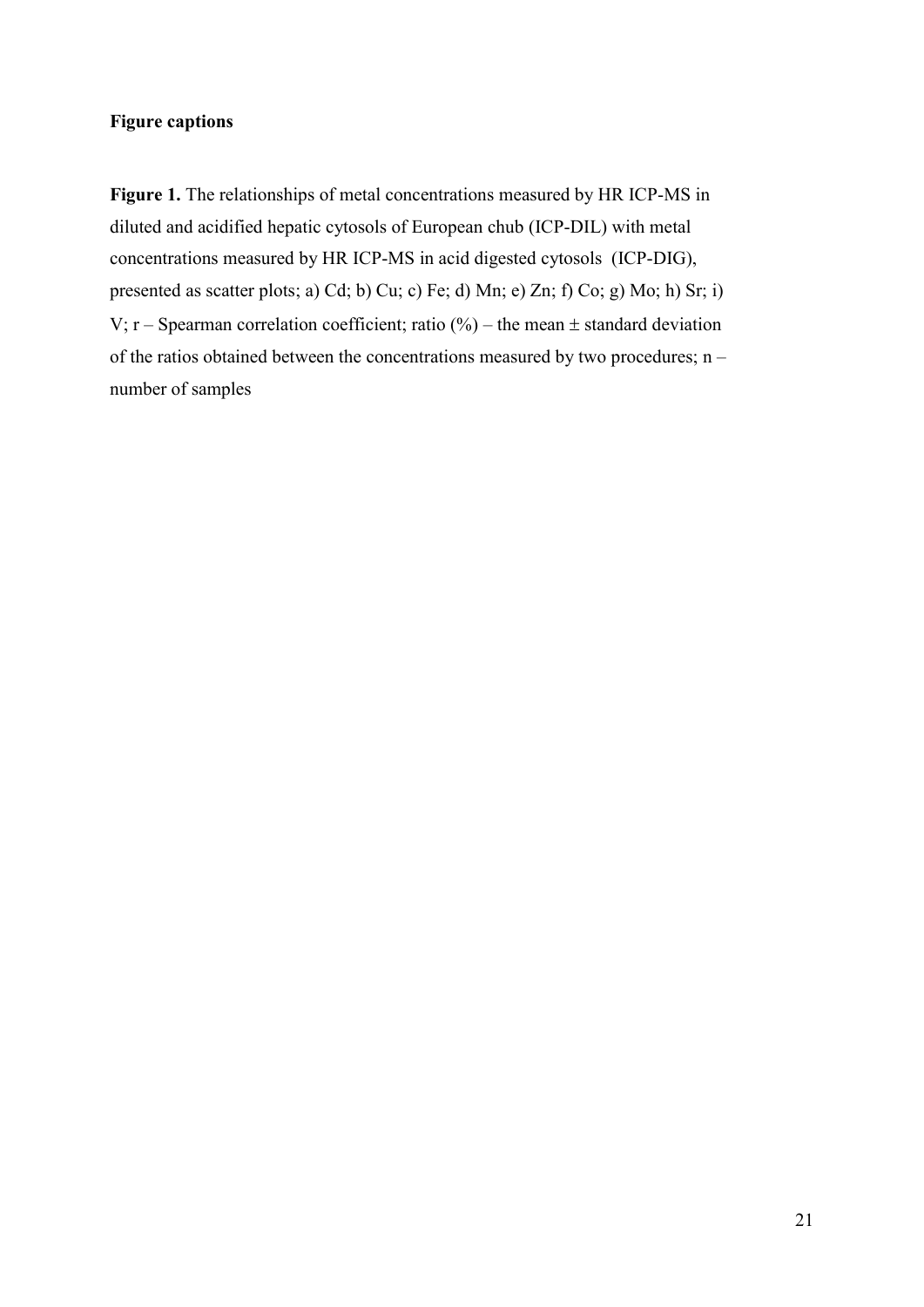**Figure captions**

**Figure 1.** The relationships of metal concentrations measured by HR ICP-MS in diluted and acidified hepatic cytosols of European chub (ICP-DIL) with metal concentrations measured by HR ICP-MS in acid digested cytosols (ICP-DIG), presented as scatter plots; a) Cd; b) Cu; c) Fe; d) Mn; e) Zn; f) Co; g) Mo; h) Sr; i) V; r – Spearman correlation coefficient; ratio (%) – the mean ± standard deviation of the ratios obtained between the concentrations measured by two procedures; n – number of samples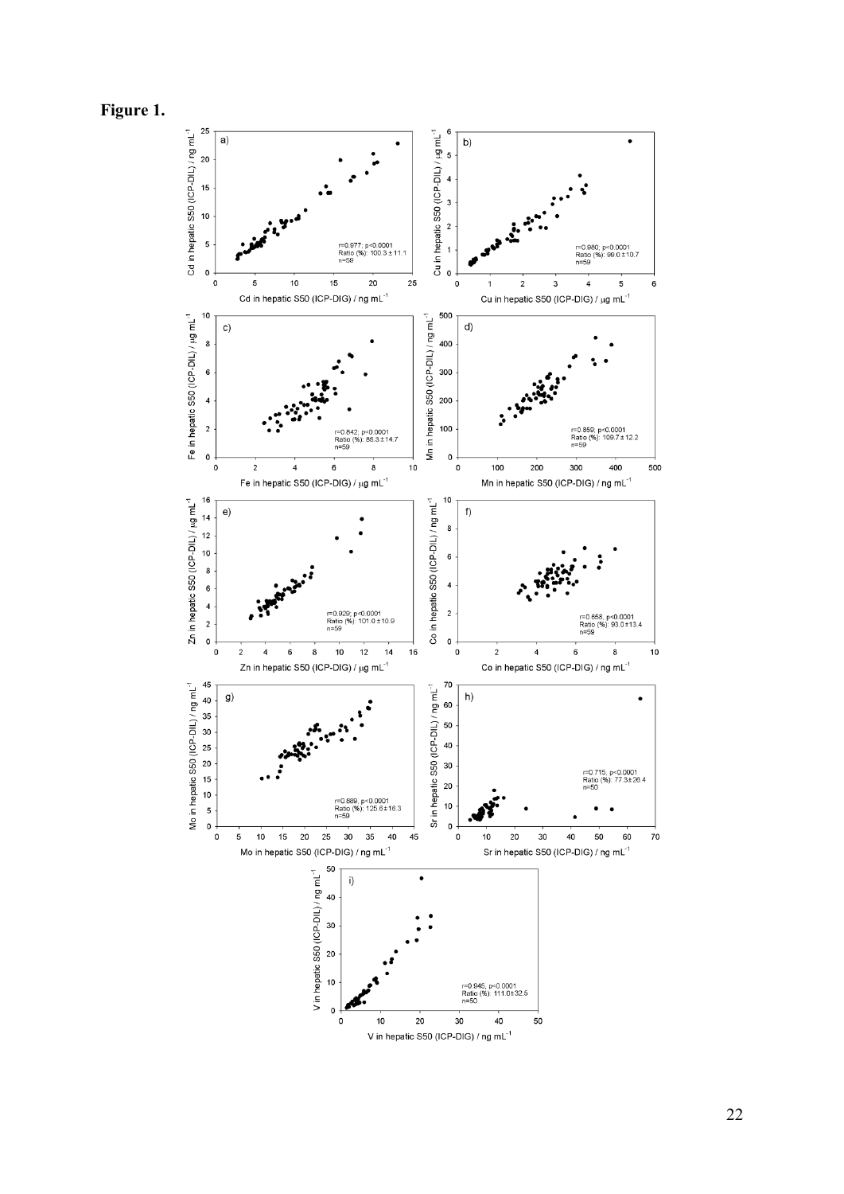**Figure 1.**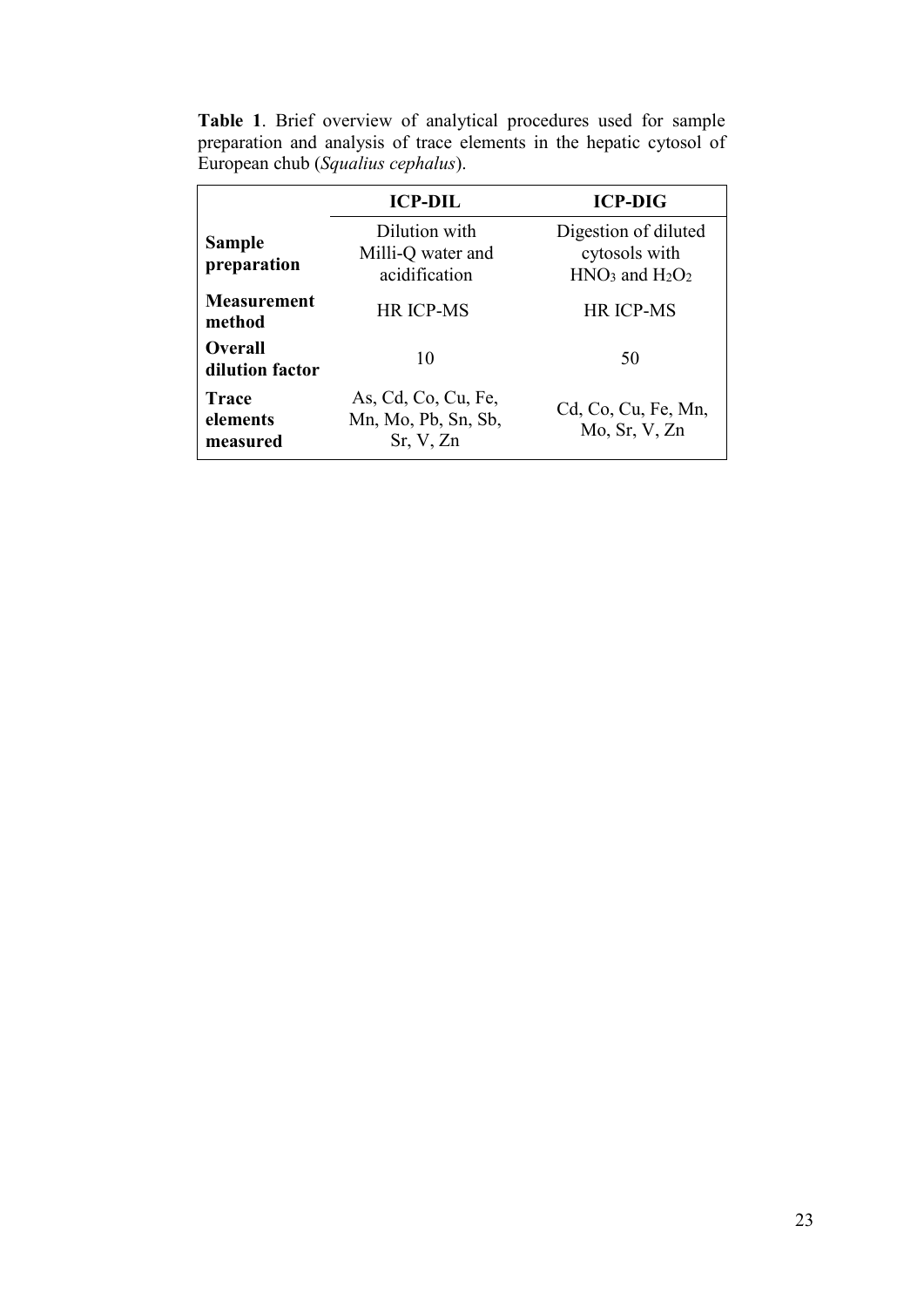**Table 1**. Brief overview of analytical procedures used for sample preparation and analysis of trace elements in the hepatic cytosol of European chub (*Squalius cephalus*).

| | **ICP-DIL** | **ICP-DIG** |
|---|---|---|
| **Sample preparation** | Dilution with Milli-Q water and acidification | Digestion of diluted cytosols with $HNO_3$ and $H_2O_2$ |
| **Measurement method** | HR ICP-MS | HR ICP-MS |
| **Overall dilution factor** | 10 | 50 |
| **Trace elements measured** | As, Cd, Co, Cu, Fe, Mn, Mo, Pb, Sn, Sb, Sr, V, Zn | Cd, Co, Cu, Fe, Mn, Mo, Sr, V, Zn |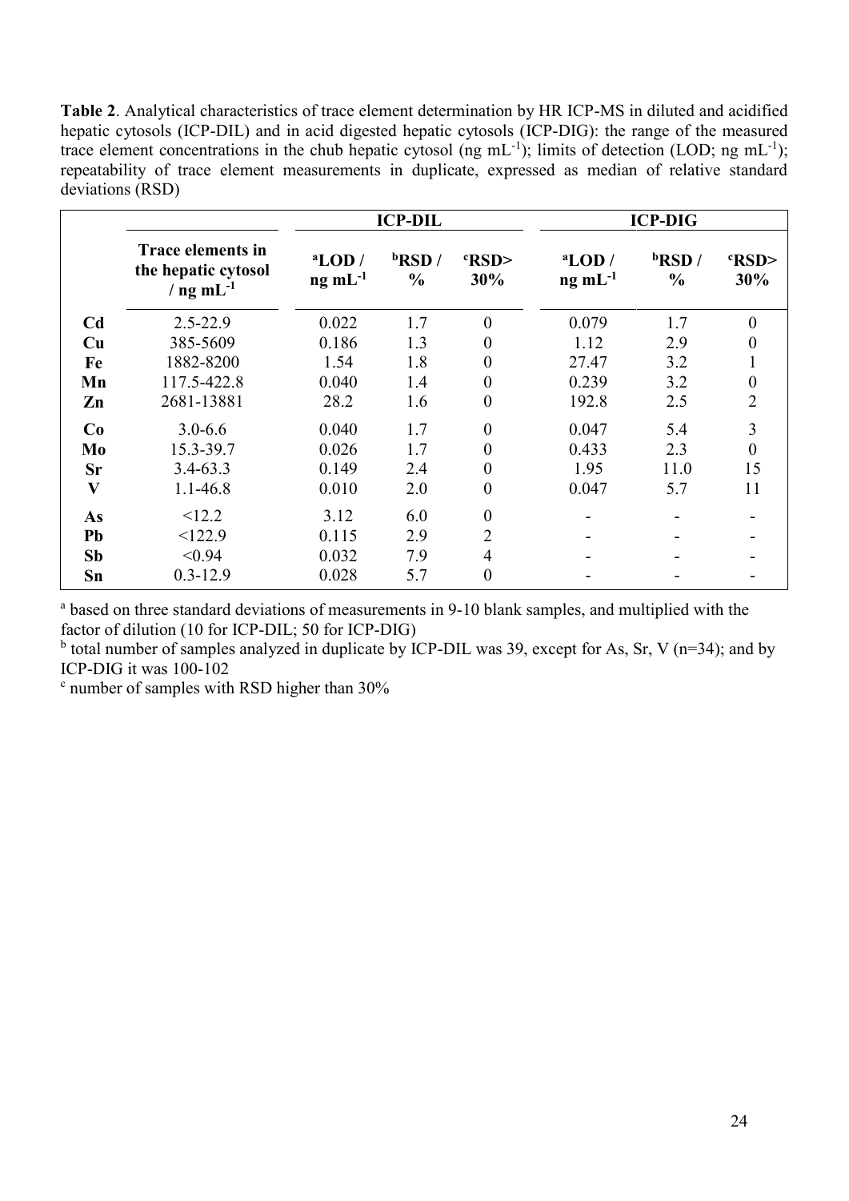**Table 2**. Analytical characteristics of trace element determination by HR ICP-MS in diluted and acidified hepatic cytosols (ICP-DIL) and in acid digested hepatic cytosols (ICP-DIG): the range of the measured trace element concentrations in the chub hepatic cytosol (ng mL$^{-1}$); limits of detection (LOD; ng mL$^{-1}$); repeatability of trace element measurements in duplicate, expressed as median of relative standard deviations (RSD)

| | | ICP-DIL | | | ICP-DIG | | |
|---|---|---|---|---|---|---|---|
| | Trace elements in the hepatic cytosol / ng mL$^{-1}$ | [a]LOD / ng mL$^{-1}$ | [b]RSD / % | [c]RSD> 30% | [a]LOD / ng mL$^{-1}$ | [b]RSD / % | [c]RSD> 30% |
| **Cd** | 2.5-22.9 | 0.022 | 1.7 | 0 | 0.079 | 1.7 | 0 |
| **Cu** | 385-5609 | 0.186 | 1.3 | 0 | 1.12 | 2.9 | 0 |
| **Fe** | 1882-8200 | 1.54 | 1.8 | 0 | 27.47 | 3.2 | 1 |
| **Mn** | 117.5-422.8 | 0.040 | 1.4 | 0 | 0.239 | 3.2 | 0 |
| **Zn** | 2681-13881 | 28.2 | 1.6 | 0 | 192.8 | 2.5 | 2 |
| **Co** | 3.0-6.6 | 0.040 | 1.7 | 0 | 0.047 | 5.4 | 3 |
| **Mo** | 15.3-39.7 | 0.026 | 1.7 | 0 | 0.433 | 2.3 | 0 |
| **Sr** | 3.4-63.3 | 0.149 | 2.4 | 0 | 1.95 | 11.0 | 15 |
| **V** | 1.1-46.8 | 0.010 | 2.0 | 0 | 0.047 | 5.7 | 11 |
| **As** | <12.2 | 3.12 | 6.0 | 0 | - | - | - |
| **Pb** | <122.9 | 0.115 | 2.9 | 2 | - | - | - |
| **Sb** | <0.94 | 0.032 | 7.9 | 4 | - | - | - |
| **Sn** | 0.3-12.9 | 0.028 | 5.7 | 0 | - | - | - |

[a] based on three standard deviations of measurements in 9-10 blank samples, and multiplied with the factor of dilution (10 for ICP-DIL; 50 for ICP-DIG)

[b] total number of samples analyzed in duplicate by ICP-DIL was 39, except for As, Sr, V (n=34); and by ICP-DIG it was 100-102

[c] number of samples with RSD higher than 30%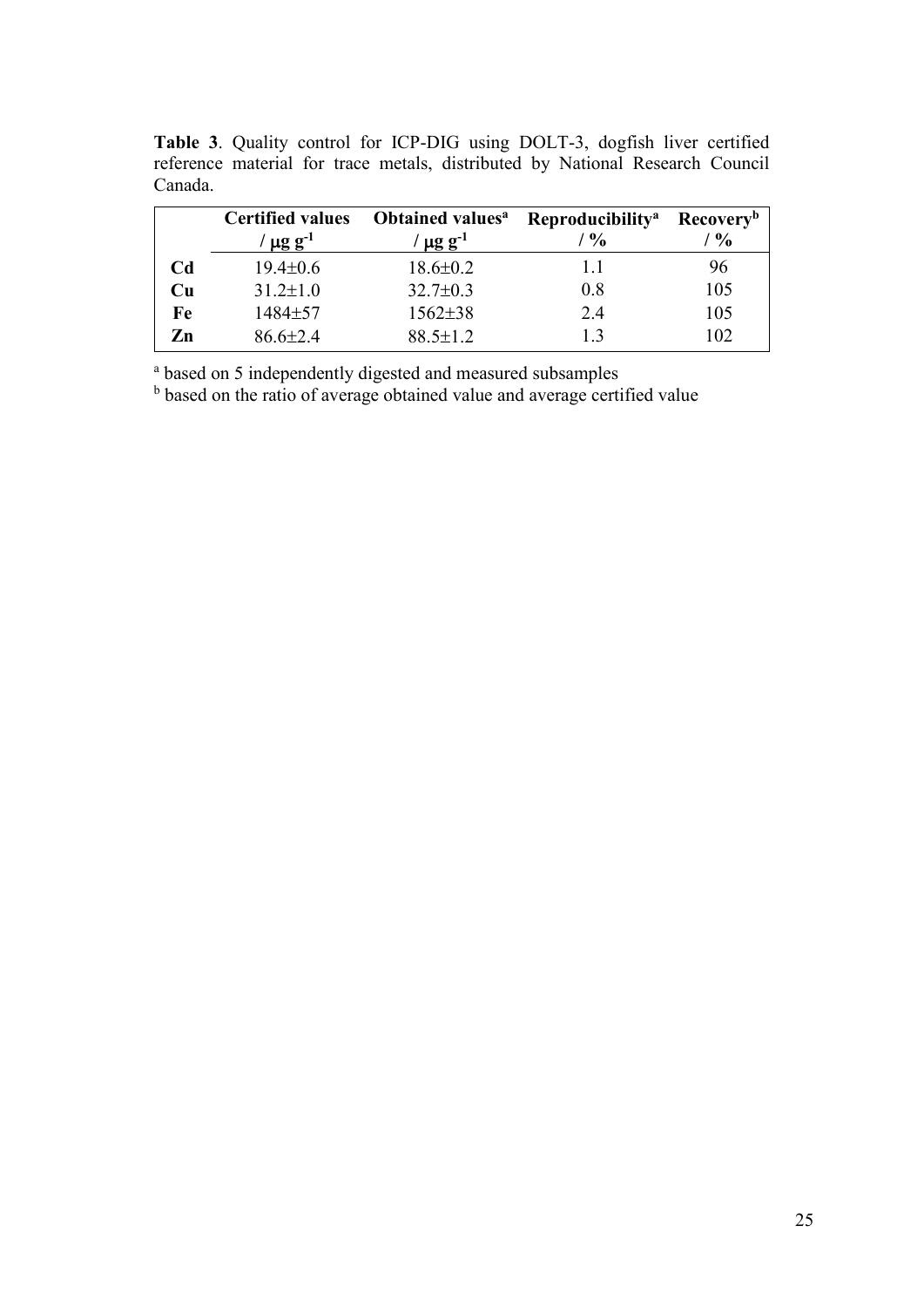**Table 3**. Quality control for ICP-DIG using DOLT-3, dogfish liver certified reference material for trace metals, distributed by National Research Council Canada.

| | **Certified values** / $\mu g\ g^{-1}$ | **Obtained values**[a] / $\mu g\ g^{-1}$ | **Reproducibility**[a] / % | **Recovery**[b] / % |
|---|---|---|---|---|
| **Cd** | 19.4±0.6 | 18.6±0.2 | 1.1 | 96 |
| **Cu** | 31.2±1.0 | 32.7±0.3 | 0.8 | 105 |
| **Fe** | 1484±57 | 1562±38 | 2.4 | 105 |
| **Zn** | 86.6±2.4 | 88.5±1.2 | 1.3 | 102 |

[a] based on 5 independently digested and measured subsamples
[b] based on the ratio of average obtained value and average certified value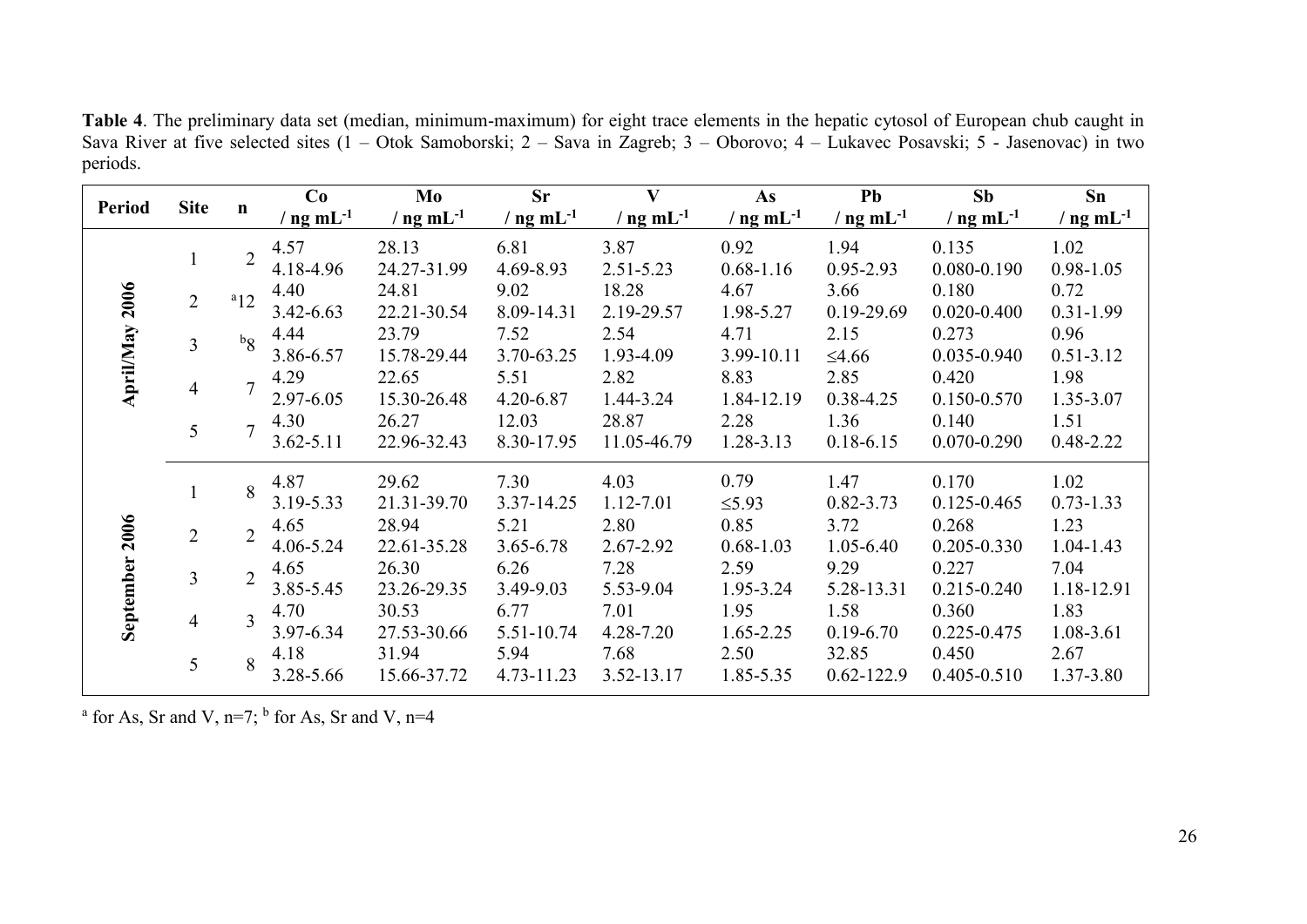**Table 4**. The preliminary data set (median, minimum-maximum) for eight trace elements in the hepatic cytosol of European chub caught in Sava River at five selected sites (1 – Otok Samoborski; 2 – Sava in Zagreb; 3 – Oborovo; 4 – Lukavec Posavski; 5 - Jasenovac) in two periods.

| Period | Site | n | Co / ng mL$^{-1}$ | Mo / ng mL$^{-1}$ | Sr / ng mL$^{-1}$ | V / ng mL$^{-1}$ | As / ng mL$^{-1}$ | Pb / ng mL$^{-1}$ | Sb / ng mL$^{-1}$ | Sn / ng mL$^{-1}$ |
|---|---|---|---|---|---|---|---|---|---|---|
| April/May 2006 | 1 | 2 | 4.57<br>4.18-4.96 | 28.13<br>24.27-31.99 | 6.81<br>4.69-8.93 | 3.87<br>2.51-5.23 | 0.92<br>0.68-1.16 | 1.94<br>0.95-2.93 | 0.135<br>0.080-0.190 | 1.02<br>0.98-1.05 |
| | 2 | [a]12 | 4.40<br>3.42-6.63 | 24.81<br>22.21-30.54 | 9.02<br>8.09-14.31 | 18.28<br>2.19-29.57 | 4.67<br>1.98-5.27 | 3.66<br>0.19-29.69 | 0.180<br>0.020-0.400 | 0.72<br>0.31-1.99 |
| | 3 | [b]8 | 4.44<br>3.86-6.57 | 23.79<br>15.78-29.44 | 7.52<br>3.70-63.25 | 2.54<br>1.93-4.09 | 4.71<br>3.99-10.11 | 2.15<br>≤4.66 | 0.273<br>0.035-0.940 | 0.96<br>0.51-3.12 |
| | 4 | 7 | 4.29<br>2.97-6.05 | 22.65<br>15.30-26.48 | 5.51<br>4.20-6.87 | 2.82<br>1.44-3.24 | 8.83<br>1.84-12.19 | 2.85<br>0.38-4.25 | 0.420<br>0.150-0.570 | 1.98<br>1.35-3.07 |
| | 5 | 7 | 4.30<br>3.62-5.11 | 26.27<br>22.96-32.43 | 12.03<br>8.30-17.95 | 28.87<br>11.05-46.79 | 2.28<br>1.28-3.13 | 1.36<br>0.18-6.15 | 0.140<br>0.070-0.290 | 1.51<br>0.48-2.22 |
| September 2006 | 1 | 8 | 4.87<br>3.19-5.33 | 29.62<br>21.31-39.70 | 7.30<br>3.37-14.25 | 4.03<br>1.12-7.01 | 0.79<br>≤5.93 | 1.47<br>0.82-3.73 | 0.170<br>0.125-0.465 | 1.02<br>0.73-1.33 |
| | 2 | 2 | 4.65<br>4.06-5.24 | 28.94<br>22.61-35.28 | 5.21<br>3.65-6.78 | 2.80<br>2.67-2.92 | 0.85<br>0.68-1.03 | 3.72<br>1.05-6.40 | 0.268<br>0.205-0.330 | 1.23<br>1.04-1.43 |
| | 3 | 2 | 4.65<br>3.85-5.45 | 26.30<br>23.26-29.35 | 6.26<br>3.49-9.03 | 7.28<br>5.53-9.04 | 2.59<br>1.95-3.24 | 9.29<br>5.28-13.31 | 0.227<br>0.215-0.240 | 7.04<br>1.18-12.91 |
| | 4 | 3 | 4.70<br>3.97-6.34 | 30.53<br>27.53-30.66 | 6.77<br>5.51-10.74 | 7.01<br>4.28-7.20 | 1.95<br>1.65-2.25 | 1.58<br>0.19-6.70 | 0.360<br>0.225-0.475 | 1.83<br>1.08-3.61 |
| | 5 | 8 | 4.18<br>3.28-5.66 | 31.94<br>15.66-37.72 | 5.94<br>4.73-11.23 | 7.68<br>3.52-13.17 | 2.50<br>1.85-5.35 | 32.85<br>0.62-122.9 | 0.450<br>0.405-0.510 | 2.67<br>1.37-3.80 |

[a] for As, Sr and V, n=7; [b] for As, Sr and V, n=4